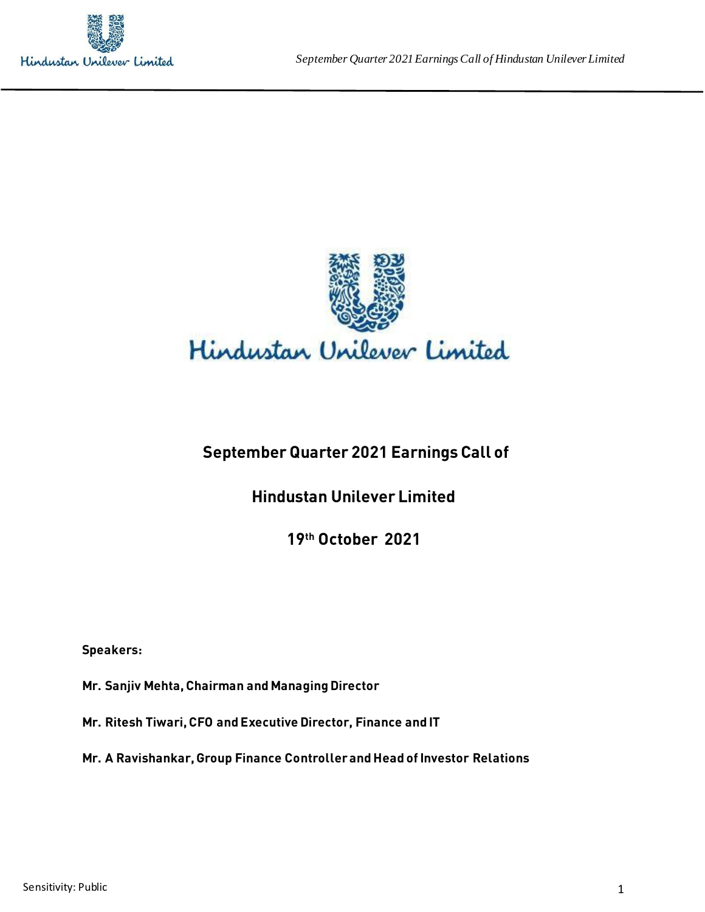# September Quarter 2021 Earnings Call of

# Hindustan Unilever Limited

# 19th October 2021

**Speakers:**

**Mr. Sanjiv Mehta, Chairman and Managing Director**

**Mr. Ritesh Tiwari, CFO and Executive Director, Finance and IT**

**Mr. A Ravishankar, Group Finance Controller and Head of Investor Relations**

Sensitivity: Public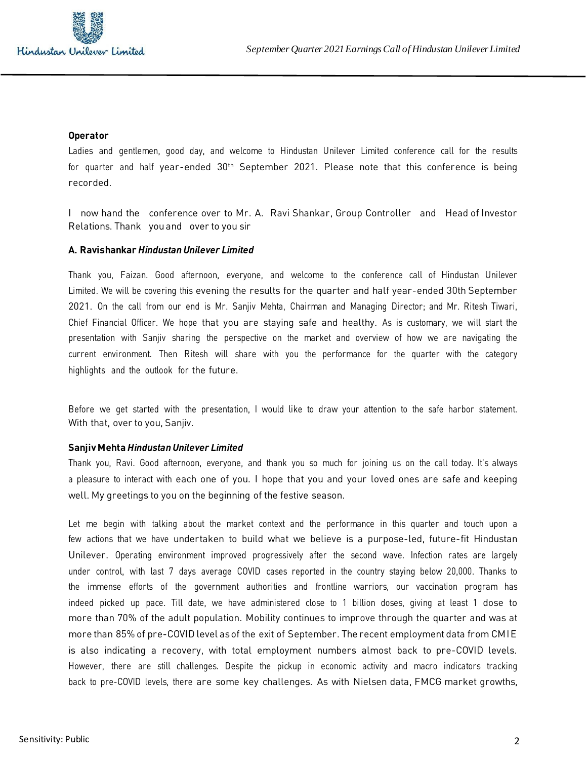**Operator**

Ladies and gentlemen, good day, and welcome to Hindustan Unilever Limited conference call for the results for quarter and half year-ended 30th September 2021. Please note that this conference is being recorded.

I now hand the conference over to Mr. A. Ravi Shankar, Group Controller and Head of Investor Relations. Thank you and over to you sir

**A. Ravishankar *Hindustan Unilever Limited***

Thank you, Faizan. Good afternoon, everyone, and welcome to the conference call of Hindustan Unilever Limited. We will be covering this evening the results for the quarter and half year-ended 30th September 2021. On the call from our end is Mr. Sanjiv Mehta, Chairman and Managing Director; and Mr. Ritesh Tiwari, Chief Financial Officer. We hope that you are staying safe and healthy. As is customary, we will start the presentation with Sanjiv sharing the perspective on the market and overview of how we are navigating the current environment. Then Ritesh will share with you the performance for the quarter with the category highlights and the outlook for the future.

Before we get started with the presentation, I would like to draw your attention to the safe harbor statement. With that, over to you, Sanjiv.

**Sanjiv Mehta *Hindustan Unilever Limited***

Thank you, Ravi. Good afternoon, everyone, and thank you so much for joining us on the call today. It's always a pleasure to interact with each one of you. I hope that you and your loved ones are safe and keeping well. My greetings to you on the beginning of the festive season.

Let me begin with talking about the market context and the performance in this quarter and touch upon a few actions that we have undertaken to build what we believe is a purpose-led, future-fit Hindustan Unilever. Operating environment improved progressively after the second wave. Infection rates are largely under control, with last 7 days average COVID cases reported in the country staying below 20,000. Thanks to the immense efforts of the government authorities and frontline warriors, our vaccination program has indeed picked up pace. Till date, we have administered close to 1 billion doses, giving at least 1 dose to more than 70% of the adult population. Mobility continues to improve through the quarter and was at more than 85% of pre-COVID level as of the exit of September. The recent employment data from CMIE is also indicating a recovery, with total employment numbers almost back to pre-COVID levels. However, there are still challenges. Despite the pickup in economic activity and macro indicators tracking back to pre-COVID levels, there are some key challenges. As with Nielsen data, FMCG market growths,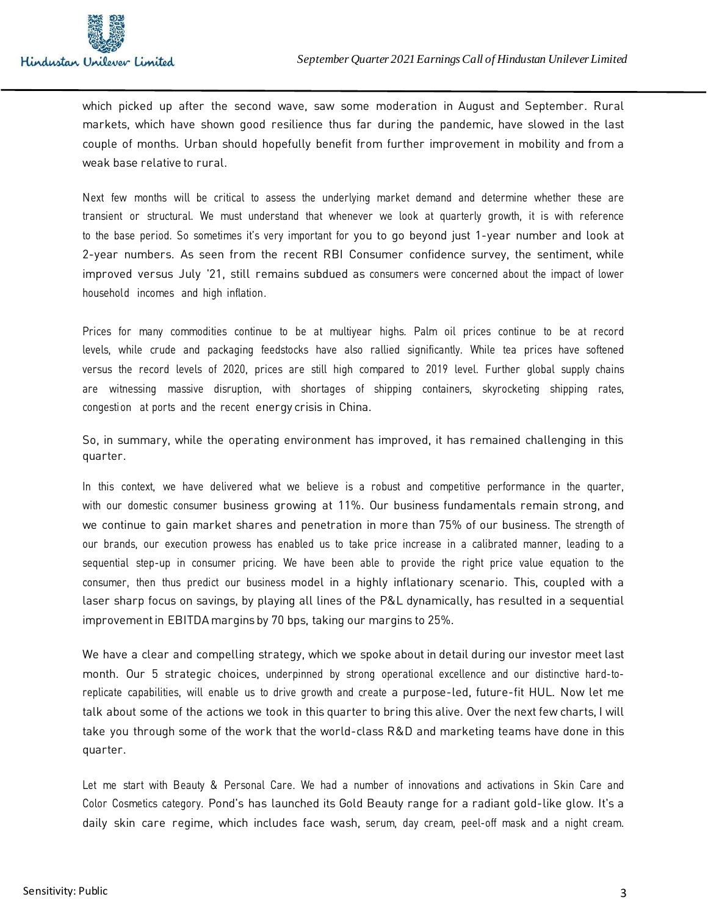which picked up after the second wave, saw some moderation in August and September. Rural markets, which have shown good resilience thus far during the pandemic, have slowed in the last couple of months. Urban should hopefully benefit from further improvement in mobility and from a weak base relative to rural.

Next few months will be critical to assess the underlying market demand and determine whether these are transient or structural. We must understand that whenever we look at quarterly growth, it is with reference to the base period. So sometimes it's very important for you to go beyond just 1-year number and look at 2-year numbers. As seen from the recent RBI Consumer confidence survey, the sentiment, while improved versus July '21, still remains subdued as consumers were concerned about the impact of lower household incomes and high inflation.

Prices for many commodities continue to be at multiyear highs. Palm oil prices continue to be at record levels, while crude and packaging feedstocks have also rallied significantly. While tea prices have softened versus the record levels of 2020, prices are still high compared to 2019 level. Further global supply chains are witnessing massive disruption, with shortages of shipping containers, skyrocketing shipping rates, congestion at ports and the recent energy crisis in China.

So, in summary, while the operating environment has improved, it has remained challenging in this quarter.

In this context, we have delivered what we believe is a robust and competitive performance in the quarter, with our domestic consumer business growing at 11%. Our business fundamentals remain strong, and we continue to gain market shares and penetration in more than 75% of our business. The strength of our brands, our execution prowess has enabled us to take price increase in a calibrated manner, leading to a sequential step-up in consumer pricing. We have been able to provide the right price value equation to the consumer, then thus predict our business model in a highly inflationary scenario. This, coupled with a laser sharp focus on savings, by playing all lines of the P&L dynamically, has resulted in a sequential improvement in EBITDA margins by 70 bps, taking our margins to 25%.

We have a clear and compelling strategy, which we spoke about in detail during our investor meet last month. Our 5 strategic choices, underpinned by strong operational excellence and our distinctive hard-to-replicate capabilities, will enable us to drive growth and create a purpose-led, future-fit HUL. Now let me talk about some of the actions we took in this quarter to bring this alive. Over the next few charts, I will take you through some of the work that the world-class R&D and marketing teams have done in this quarter.

Let me start with Beauty & Personal Care. We had a number of innovations and activations in Skin Care and Color Cosmetics category. Pond's has launched its Gold Beauty range for a radiant gold-like glow. It's a daily skin care regime, which includes face wash, serum, day cream, peel-off mask and a night cream.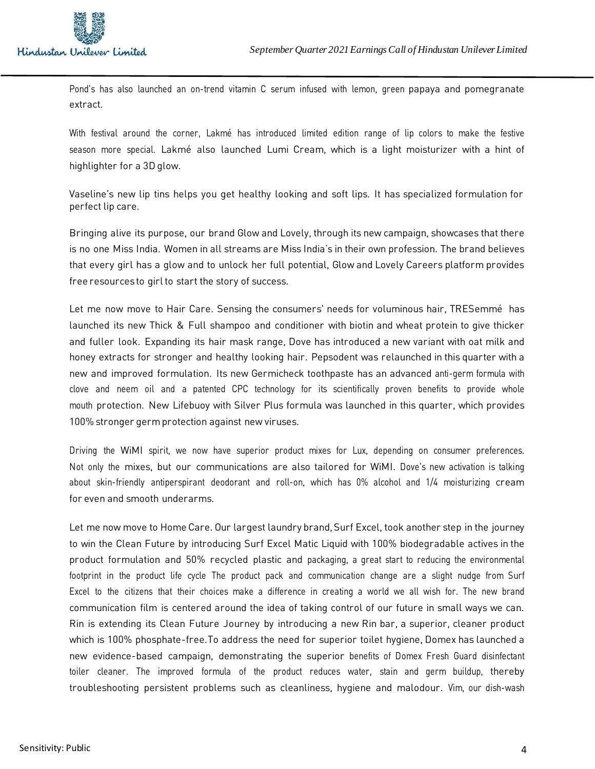Pond's has also launched an on-trend vitamin C serum infused with lemon, green papaya and pomegranate extract.

With festival around the corner, Lakmé has introduced limited edition range of lip colors to make the festive season more special. Lakmé also launched Lumi Cream, which is a light moisturizer with a hint of highlighter for a 3D glow.

Vaseline's new lip tins helps you get healthy looking and soft lips. It has specialized formulation for perfect lip care.

Bringing alive its purpose, our brand Glow and Lovely, through its new campaign, showcases that there is no one Miss India. Women in all streams are Miss India's in their own profession. The brand believes that every girl has a glow and to unlock her full potential, Glow and Lovely Careers platform provides free resources to girl to start the story of success.

Let me now move to Hair Care. Sensing the consumers' needs for voluminous hair, TRESemmé has launched its new Thick & Full shampoo and conditioner with biotin and wheat protein to give thicker and fuller look. Expanding its hair mask range, Dove has introduced a new variant with oat milk and honey extracts for stronger and healthy looking hair. Pepsodent was relaunched in this quarter with a new and improved formulation. Its new Germicheck toothpaste has an advanced anti-germ formula with clove and neem oil and a patented CPC technology for its scientifically proven benefits to provide whole mouth protection. New Lifebuoy with Silver Plus formula was launched in this quarter, which provides 100% stronger germ protection against new viruses.

Driving the WiMI spirit, we now have superior product mixes for Lux, depending on consumer preferences. Not only the mixes, but our communications are also tailored for WiMI. Dove's new activation is talking about skin-friendly antiperspirant deodorant and roll-on, which has 0% alcohol and 1/4 moisturizing cream for even and smooth underarms.

Let me now move to Home Care. Our largest laundry brand, Surf Excel, took another step in the journey to win the Clean Future by introducing Surf Excel Matic Liquid with 100% biodegradable actives in the product formulation and 50% recycled plastic and packaging, a great start to reducing the environmental footprint in the product life cycle The product pack and communication change are a slight nudge from Surf Excel to the citizens that their choices make a difference in creating a world we all wish for. The new brand communication film is centered around the idea of taking control of our future in small ways we can. Rin is extending its Clean Future Journey by introducing a new Rin bar, a superior, cleaner product which is 100% phosphate-free.To address the need for superior toilet hygiene, Domex has launched a new evidence-based campaign, demonstrating the superior benefits of Domex Fresh Guard disinfectant toiler cleaner. The improved formula of the product reduces water, stain and germ buildup, thereby troubleshooting persistent problems such as cleanliness, hygiene and malodour. Vim, our dish-wash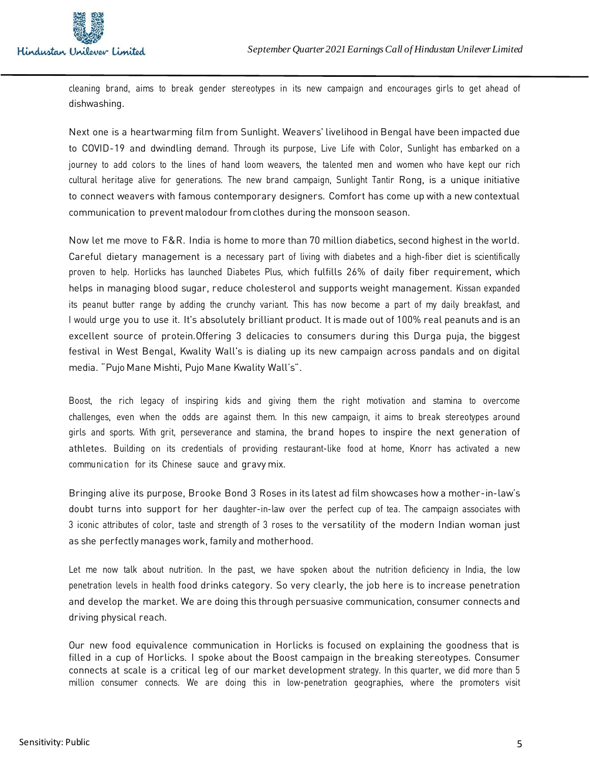cleaning brand, aims to break gender stereotypes in its new campaign and encourages girls to get ahead of dishwashing.

Next one is a heartwarming film from Sunlight. Weavers' livelihood in Bengal have been impacted due to COVID-19 and dwindling demand. Through its purpose, Live Life with Color, Sunlight has embarked on a journey to add colors to the lines of hand loom weavers, the talented men and women who have kept our rich cultural heritage alive for generations. The new brand campaign, Sunlight Tantir Rong, is a unique initiative to connect weavers with famous contemporary designers. Comfort has come up with a new contextual communication to prevent malodour from clothes during the monsoon season.

Now let me move to F&R. India is home to more than 70 million diabetics, second highest in the world. Careful dietary management is a necessary part of living with diabetes and a high-fiber diet is scientifically proven to help. Horlicks has launched Diabetes Plus, which fulfills 26% of daily fiber requirement, which helps in managing blood sugar, reduce cholesterol and supports weight management. Kissan expanded its peanut butter range by adding the crunchy variant. This has now become a part of my daily breakfast, and I would urge you to use it. It's absolutely brilliant product. It is made out of 100% real peanuts and is an excellent source of protein.Offering 3 delicacies to consumers during this Durga puja, the biggest festival in West Bengal, Kwality Wall's is dialing up its new campaign across pandals and on digital media. "Pujo Mane Mishti, Pujo Mane Kwality Wall's".

Boost, the rich legacy of inspiring kids and giving them the right motivation and stamina to overcome challenges, even when the odds are against them. In this new campaign, it aims to break stereotypes around girls and sports. With grit, perseverance and stamina, the brand hopes to inspire the next generation of athletes. Building on its credentials of providing restaurant-like food at home, Knorr has activated a new communication for its Chinese sauce and gravy mix.

Bringing alive its purpose, Brooke Bond 3 Roses in its latest ad film showcases how a mother-in-law's doubt turns into support for her daughter-in-law over the perfect cup of tea. The campaign associates with 3 iconic attributes of color, taste and strength of 3 roses to the versatility of the modern Indian woman just as she perfectly manages work, family and motherhood.

Let me now talk about nutrition. In the past, we have spoken about the nutrition deficiency in India, the low penetration levels in health food drinks category. So very clearly, the job here is to increase penetration and develop the market. We are doing this through persuasive communication, consumer connects and driving physical reach.

Our new food equivalence communication in Horlicks is focused on explaining the goodness that is filled in a cup of Horlicks. I spoke about the Boost campaign in the breaking stereotypes. Consumer connects at scale is a critical leg of our market development strategy. In this quarter, we did more than 5 million consumer connects. We are doing this in low-penetration geographies, where the promoters visit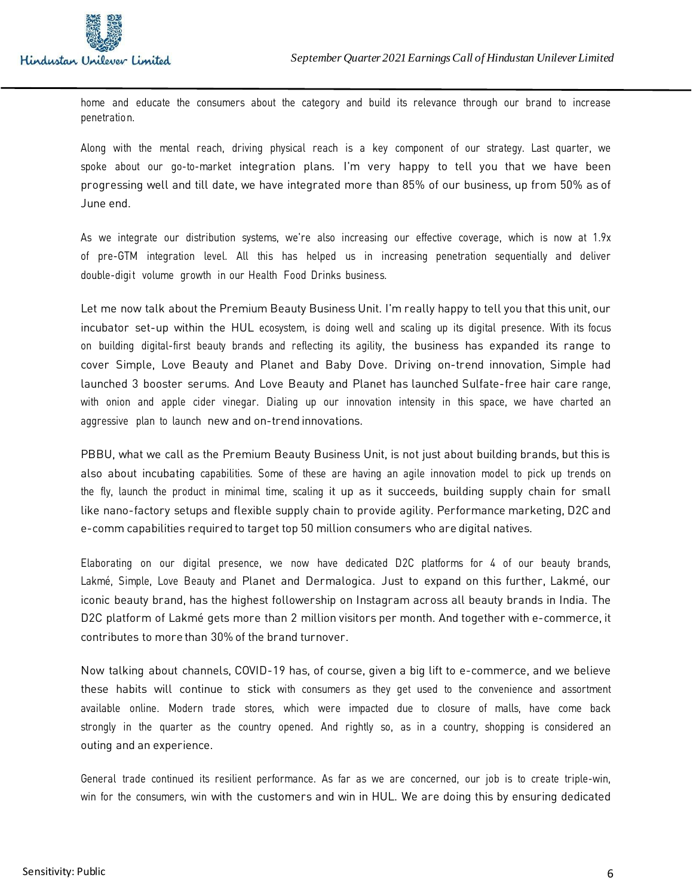home and educate the consumers about the category and build its relevance through our brand to increase penetration.

Along with the mental reach, driving physical reach is a key component of our strategy. Last quarter, we spoke about our go-to-market integration plans. I'm very happy to tell you that we have been progressing well and till date, we have integrated more than 85% of our business, up from 50% as of June end.

As we integrate our distribution systems, we're also increasing our effective coverage, which is now at 1.9x of pre-GTM integration level. All this has helped us in increasing penetration sequentially and deliver double-digit volume growth in our Health Food Drinks business.

Let me now talk about the Premium Beauty Business Unit. I'm really happy to tell you that this unit, our incubator set-up within the HUL ecosystem, is doing well and scaling up its digital presence. With its focus on building digital-first beauty brands and reflecting its agility, the business has expanded its range to cover Simple, Love Beauty and Planet and Baby Dove. Driving on-trend innovation, Simple had launched 3 booster serums. And Love Beauty and Planet has launched Sulfate-free hair care range, with onion and apple cider vinegar. Dialing up our innovation intensity in this space, we have charted an aggressive plan to launch new and on-trend innovations.

PBBU, what we call as the Premium Beauty Business Unit, is not just about building brands, but this is also about incubating capabilities. Some of these are having an agile innovation model to pick up trends on the fly, launch the product in minimal time, scaling it up as it succeeds, building supply chain for small like nano-factory setups and flexible supply chain to provide agility. Performance marketing, D2C and e-comm capabilities required to target top 50 million consumers who are digital natives.

Elaborating on our digital presence, we now have dedicated D2C platforms for 4 of our beauty brands, Lakmé, Simple, Love Beauty and Planet and Dermalogica. Just to expand on this further, Lakmé, our iconic beauty brand, has the highest followership on Instagram across all beauty brands in India. The D2C platform of Lakmé gets more than 2 million visitors per month. And together with e-commerce, it contributes to more than 30% of the brand turnover.

Now talking about channels, COVID-19 has, of course, given a big lift to e-commerce, and we believe these habits will continue to stick with consumers as they get used to the convenience and assortment available online. Modern trade stores, which were impacted due to closure of malls, have come back strongly in the quarter as the country opened. And rightly so, as in a country, shopping is considered an outing and an experience.

General trade continued its resilient performance. As far as we are concerned, our job is to create triple-win, win for the consumers, win with the customers and win in HUL. We are doing this by ensuring dedicated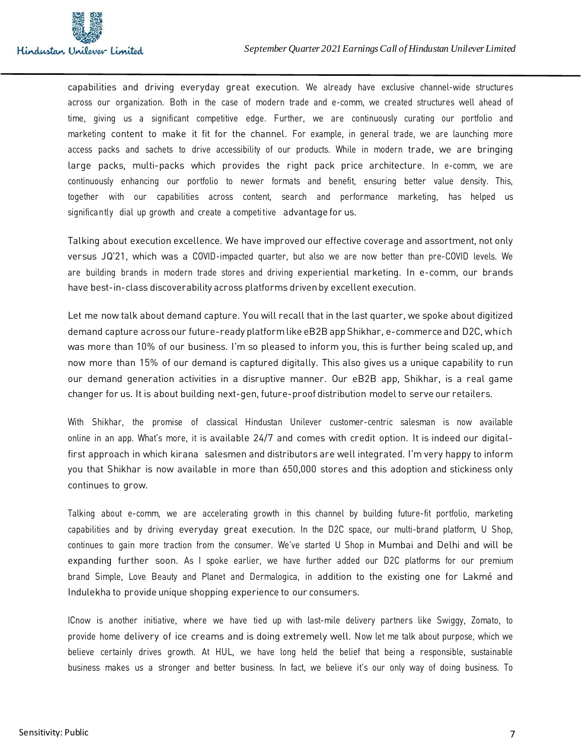capabilities and driving everyday great execution. We already have exclusive channel-wide structures across our organization. Both in the case of modern trade and e-comm, we created structures well ahead of time, giving us a significant competitive edge. Further, we are continuously curating our portfolio and marketing content to make it fit for the channel. For example, in general trade, we are launching more access packs and sachets to drive accessibility of our products. While in modern trade, we are bringing large packs, multi-packs which provides the right pack price architecture. In e-comm, we are continuously enhancing our portfolio to newer formats and benefit, ensuring better value density. This, together with our capabilities across content, search and performance marketing, has helped us significantly dial up growth and create a competitive advantage for us.

Talking about execution excellence. We have improved our effective coverage and assortment, not only versus JQ'21, which was a COVID-impacted quarter, but also we are now better than pre-COVID levels. We are building brands in modern trade stores and driving experiential marketing. In e-comm, our brands have best-in-class discoverability across platforms driven by excellent execution.

Let me now talk about demand capture. You will recall that in the last quarter, we spoke about digitized demand capture across our future-ready platform like eB2B app Shikhar, e-commerce and D2C, which was more than 10% of our business. I'm so pleased to inform you, this is further being scaled up, and now more than 15% of our demand is captured digitally. This also gives us a unique capability to run our demand generation activities in a disruptive manner. Our eB2B app, Shikhar, is a real game changer for us. It is about building next-gen, future-proof distribution model to serve our retailers.

With Shikhar, the promise of classical Hindustan Unilever customer-centric salesman is now available online in an app. What's more, it is available 24/7 and comes with credit option. It is indeed our digital-first approach in which kirana salesmen and distributors are well integrated. I'm very happy to inform you that Shikhar is now available in more than 650,000 stores and this adoption and stickiness only continues to grow.

Talking about e-comm, we are accelerating growth in this channel by building future-fit portfolio, marketing capabilities and by driving everyday great execution. In the D2C space, our multi-brand platform, U Shop, continues to gain more traction from the consumer. We've started U Shop in Mumbai and Delhi and will be expanding further soon. As I spoke earlier, we have further added our D2C platforms for our premium brand Simple, Love Beauty and Planet and Dermalogica, in addition to the existing one for Lakmé and Indulekha to provide unique shopping experience to our consumers.

ICnow is another initiative, where we have tied up with last-mile delivery partners like Swiggy, Zomato, to provide home delivery of ice creams and is doing extremely well. Now let me talk about purpose, which we believe certainly drives growth. At HUL, we have long held the belief that being a responsible, sustainable business makes us a stronger and better business. In fact, we believe it's our only way of doing business. To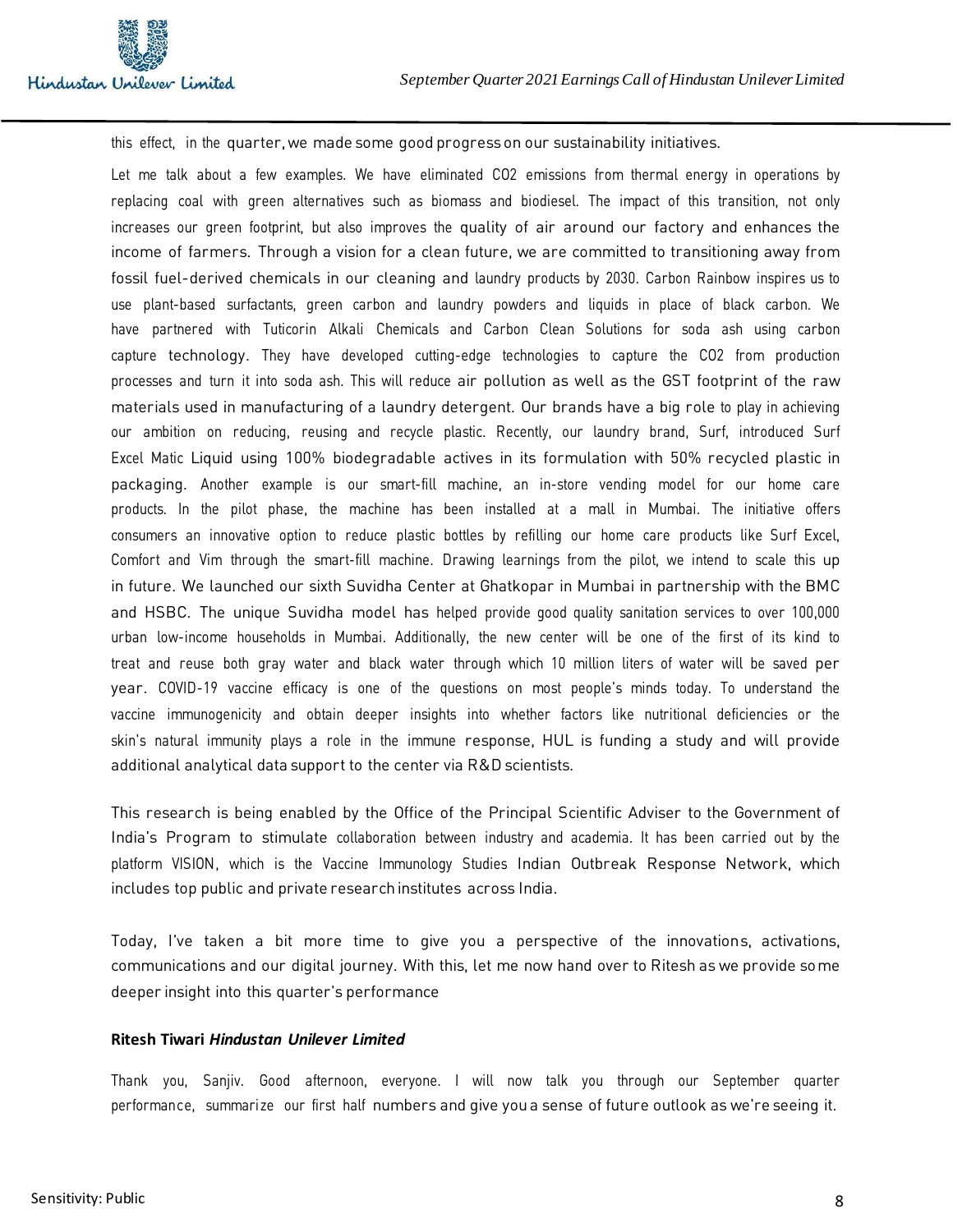this effect, in the quarter, we made some good progress on our sustainability initiatives.

Let me talk about a few examples. We have eliminated $CO_2$ emissions from thermal energy in operations by replacing coal with green alternatives such as biomass and biodiesel. The impact of this transition, not only increases our green footprint, but also improves the quality of air around our factory and enhances the income of farmers. Through a vision for a clean future, we are committed to transitioning away from fossil fuel-derived chemicals in our cleaning and laundry products by 2030. Carbon Rainbow inspires us to use plant-based surfactants, green carbon and laundry powders and liquids in place of black carbon. We have partnered with Tuticorin Alkali Chemicals and Carbon Clean Solutions for soda ash using carbon capture technology. They have developed cutting-edge technologies to capture the $CO_2$ from production processes and turn it into soda ash. This will reduce air pollution as well as the GST footprint of the raw materials used in manufacturing of a laundry detergent. Our brands have a big role to play in achieving our ambition on reducing, reusing and recycle plastic. Recently, our laundry brand, Surf, introduced Surf Excel Matic Liquid using 100% biodegradable actives in its formulation with 50% recycled plastic in packaging. Another example is our smart-fill machine, an in-store vending model for our home care products. In the pilot phase, the machine has been installed at a mall in Mumbai. The initiative offers consumers an innovative option to reduce plastic bottles by refilling our home care products like Surf Excel, Comfort and Vim through the smart-fill machine. Drawing learnings from the pilot, we intend to scale this up in future. We launched our sixth Suvidha Center at Ghatkopar in Mumbai in partnership with the BMC and HSBC. The unique Suvidha model has helped provide good quality sanitation services to over 100,000 urban low-income households in Mumbai. Additionally, the new center will be one of the first of its kind to treat and reuse both gray water and black water through which 10 million liters of water will be saved per year. COVID-19 vaccine efficacy is one of the questions on most people's minds today. To understand the vaccine immunogenicity and obtain deeper insights into whether factors like nutritional deficiencies or the skin's natural immunity plays a role in the immune response, HUL is funding a study and will provide additional analytical data support to the center via R&D scientists.

This research is being enabled by the Office of the Principal Scientific Adviser to the Government of India's Program to stimulate collaboration between industry and academia. It has been carried out by the platform VISION, which is the Vaccine Immunology Studies Indian Outbreak Response Network, which includes top public and private research institutes across India.

Today, I've taken a bit more time to give you a perspective of the innovations, activations, communications and our digital journey. With this, let me now hand over to Ritesh as we provide some deeper insight into this quarter's performance

**Ritesh Tiwari *Hindustan Unilever Limited***

Thank you, Sanjiv. Good afternoon, everyone. I will now talk you through our September quarter performance, summarize our first half numbers and give you a sense of future outlook as we're seeing it.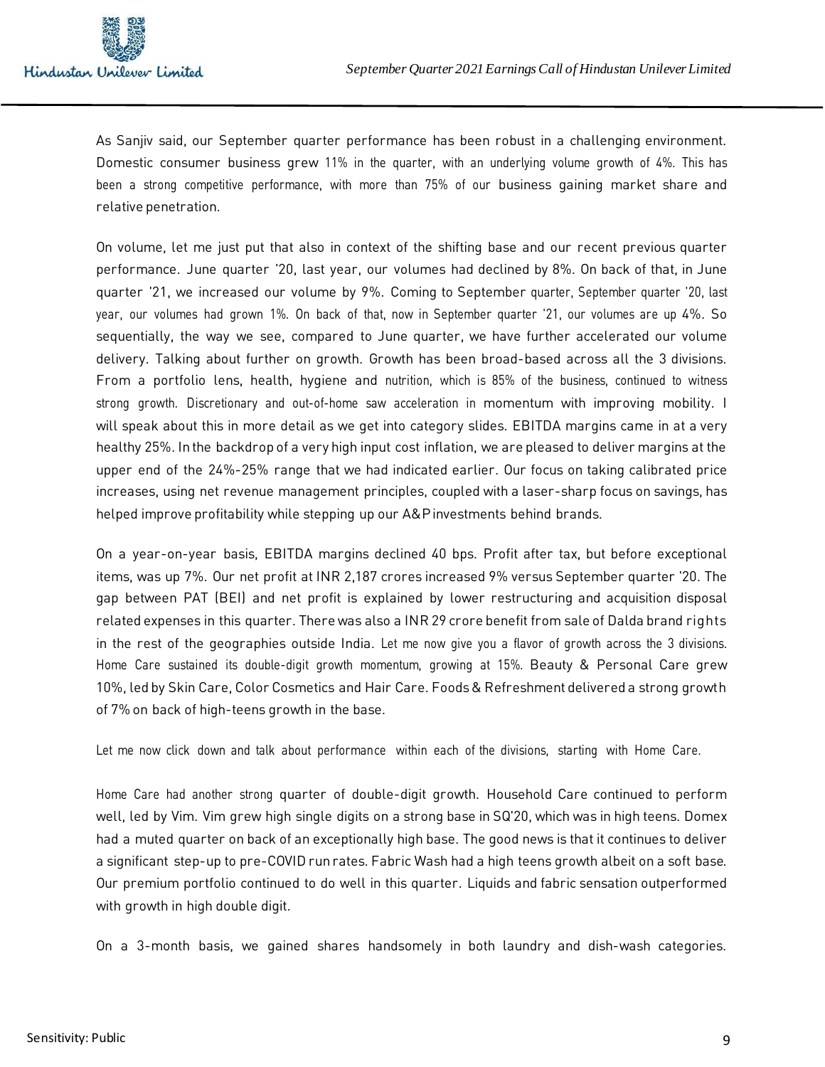As Sanjiv said, our September quarter performance has been robust in a challenging environment. Domestic consumer business grew 11% in the quarter, with an underlying volume growth of 4%. This has been a strong competitive performance, with more than 75% of our business gaining market share and relative penetration.

On volume, let me just put that also in context of the shifting base and our recent previous quarter performance. June quarter '20, last year, our volumes had declined by 8%. On back of that, in June quarter '21, we increased our volume by 9%. Coming to September quarter, September quarter '20, last year, our volumes had grown 1%. On back of that, now in September quarter '21, our volumes are up 4%. So sequentially, the way we see, compared to June quarter, we have further accelerated our volume delivery. Talking about further on growth. Growth has been broad-based across all the 3 divisions. From a portfolio lens, health, hygiene and nutrition, which is 85% of the business, continued to witness strong growth. Discretionary and out-of-home saw acceleration in momentum with improving mobility. I will speak about this in more detail as we get into category slides. EBITDA margins came in at a very healthy 25%. In the backdrop of a very high input cost inflation, we are pleased to deliver margins at the upper end of the 24%-25% range that we had indicated earlier. Our focus on taking calibrated price increases, using net revenue management principles, coupled with a laser-sharp focus on savings, has helped improve profitability while stepping up our A&P investments behind brands.

On a year-on-year basis, EBITDA margins declined 40 bps. Profit after tax, but before exceptional items, was up 7%. Our net profit at INR 2,187 crores increased 9% versus September quarter '20. The gap between PAT (BEI) and net profit is explained by lower restructuring and acquisition disposal related expenses in this quarter. There was also a INR 29 crore benefit from sale of Dalda brand rights in the rest of the geographies outside India. Let me now give you a flavor of growth across the 3 divisions. Home Care sustained its double-digit growth momentum, growing at 15%. Beauty & Personal Care grew 10%, led by Skin Care, Color Cosmetics and Hair Care. Foods & Refreshment delivered a strong growth of 7% on back of high-teens growth in the base.

Let me now click down and talk about performance within each of the divisions, starting with Home Care.

Home Care had another strong quarter of double-digit growth. Household Care continued to perform well, led by Vim. Vim grew high single digits on a strong base in SQ'20, which was in high teens. Domex had a muted quarter on back of an exceptionally high base. The good news is that it continues to deliver a significant step-up to pre-COVID run rates. Fabric Wash had a high teens growth albeit on a soft base. Our premium portfolio continued to do well in this quarter. Liquids and fabric sensation outperformed with growth in high double digit.

On a 3-month basis, we gained shares handsomely in both laundry and dish-wash categories.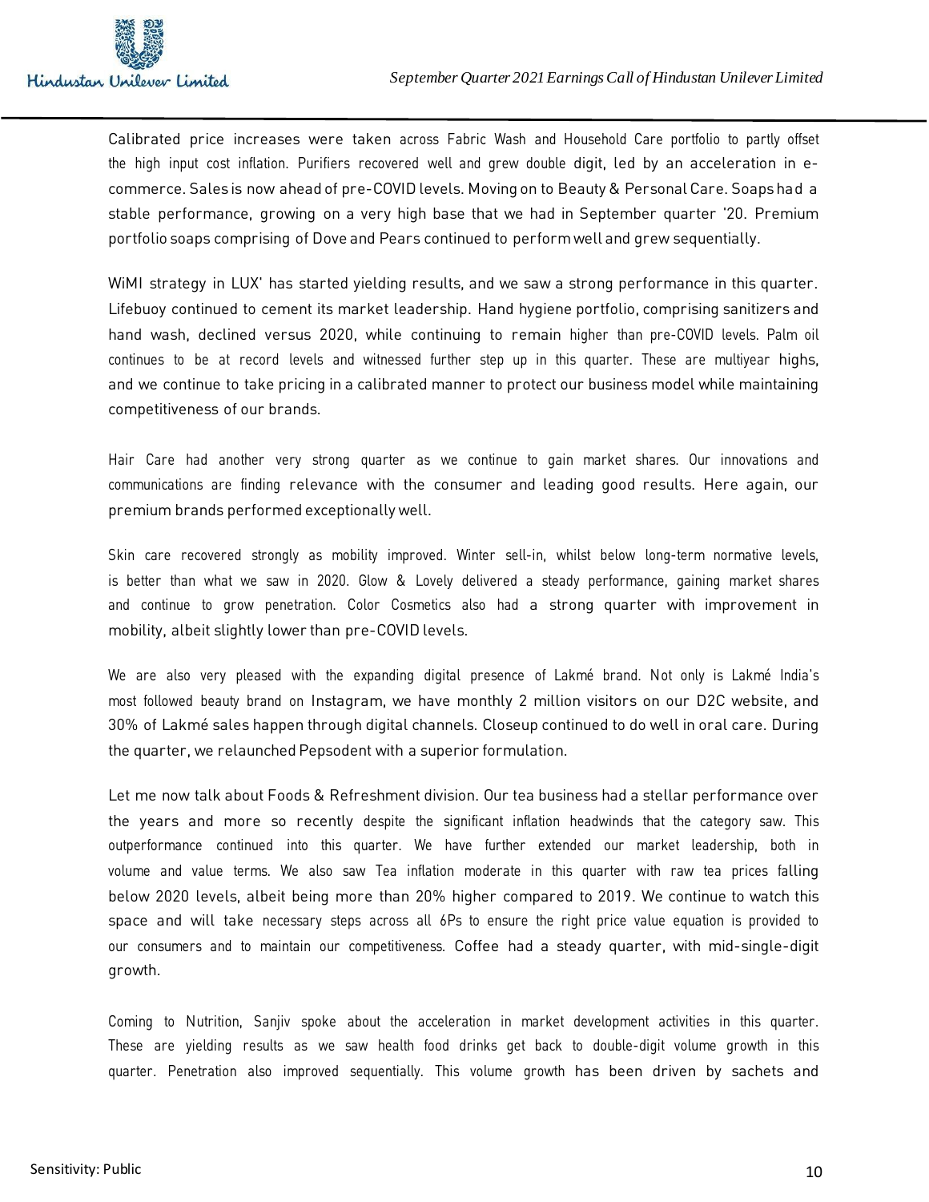Calibrated price increases were taken across Fabric Wash and Household Care portfolio to partly offset the high input cost inflation. Purifiers recovered well and grew double digit, led by an acceleration in e-commerce. Sales is now ahead of pre-COVID levels. Moving on to Beauty & Personal Care. Soaps had a stable performance, growing on a very high base that we had in September quarter '20. Premium portfolio soaps comprising of Dove and Pears continued to perform well and grew sequentially.

WiMI strategy in LUX' has started yielding results, and we saw a strong performance in this quarter. Lifebuoy continued to cement its market leadership. Hand hygiene portfolio, comprising sanitizers and hand wash, declined versus 2020, while continuing to remain higher than pre-COVID levels. Palm oil continues to be at record levels and witnessed further step up in this quarter. These are multiyear highs, and we continue to take pricing in a calibrated manner to protect our business model while maintaining competitiveness of our brands.

Hair Care had another very strong quarter as we continue to gain market shares. Our innovations and communications are finding relevance with the consumer and leading good results. Here again, our premium brands performed exceptionally well.

Skin care recovered strongly as mobility improved. Winter sell-in, whilst below long-term normative levels, is better than what we saw in 2020. Glow & Lovely delivered a steady performance, gaining market shares and continue to grow penetration. Color Cosmetics also had a strong quarter with improvement in mobility, albeit slightly lower than pre-COVID levels.

We are also very pleased with the expanding digital presence of Lakmé brand. Not only is Lakmé India's most followed beauty brand on Instagram, we have monthly 2 million visitors on our D2C website, and 30% of Lakmé sales happen through digital channels. Closeup continued to do well in oral care. During the quarter, we relaunched Pepsodent with a superior formulation.

Let me now talk about Foods & Refreshment division. Our tea business had a stellar performance over the years and more so recently despite the significant inflation headwinds that the category saw. This outperformance continued into this quarter. We have further extended our market leadership, both in volume and value terms. We also saw Tea inflation moderate in this quarter with raw tea prices falling below 2020 levels, albeit being more than 20% higher compared to 2019. We continue to watch this space and will take necessary steps across all 6Ps to ensure the right price value equation is provided to our consumers and to maintain our competitiveness. Coffee had a steady quarter, with mid-single-digit growth.

Coming to Nutrition, Sanjiv spoke about the acceleration in market development activities in this quarter. These are yielding results as we saw health food drinks get back to double-digit volume growth in this quarter. Penetration also improved sequentially. This volume growth has been driven by sachets and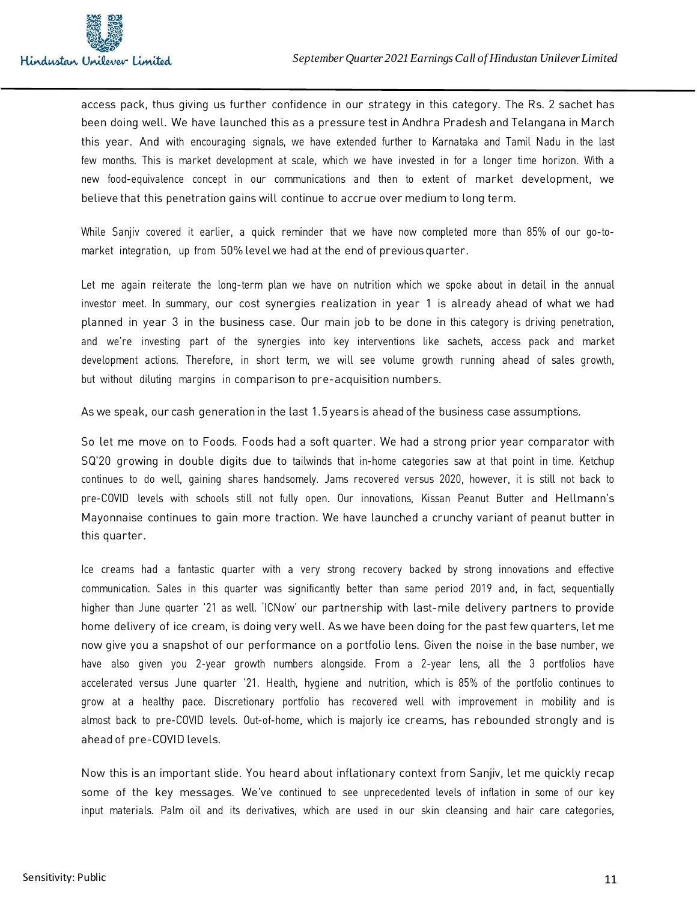access pack, thus giving us further confidence in our strategy in this category. The Rs. 2 sachet has been doing well. We have launched this as a pressure test in Andhra Pradesh and Telangana in March this year. And with encouraging signals, we have extended further to Karnataka and Tamil Nadu in the last few months. This is market development at scale, which we have invested in for a longer time horizon. With a new food-equivalence concept in our communications and then to extent of market development, we believe that this penetration gains will continue to accrue over medium to long term.

While Sanjiv covered it earlier, a quick reminder that we have now completed more than 85% of our go-to-market integration, up from 50% level we had at the end of previous quarter.

Let me again reiterate the long-term plan we have on nutrition which we spoke about in detail in the annual investor meet. In summary, our cost synergies realization in year 1 is already ahead of what we had planned in year 3 in the business case. Our main job to be done in this category is driving penetration, and we're investing part of the synergies into key interventions like sachets, access pack and market development actions. Therefore, in short term, we will see volume growth running ahead of sales growth, but without diluting margins in comparison to pre-acquisition numbers.

As we speak, our cash generation in the last 1.5 years is ahead of the business case assumptions.

So let me move on to Foods. Foods had a soft quarter. We had a strong prior year comparator with SQ'20 growing in double digits due to tailwinds that in-home categories saw at that point in time. Ketchup continues to do well, gaining shares handsomely. Jams recovered versus 2020, however, it is still not back to pre-COVID levels with schools still not fully open. Our innovations, Kissan Peanut Butter and Hellmann's Mayonnaise continues to gain more traction. We have launched a crunchy variant of peanut butter in this quarter.

Ice creams had a fantastic quarter with a very strong recovery backed by strong innovations and effective communication. Sales in this quarter was significantly better than same period 2019 and, in fact, sequentially higher than June quarter '21 as well. 'ICNow' our partnership with last-mile delivery partners to provide home delivery of ice cream, is doing very well. As we have been doing for the past few quarters, let me now give you a snapshot of our performance on a portfolio lens. Given the noise in the base number, we have also given you 2-year growth numbers alongside. From a 2-year lens, all the 3 portfolios have accelerated versus June quarter '21. Health, hygiene and nutrition, which is 85% of the portfolio continues to grow at a healthy pace. Discretionary portfolio has recovered well with improvement in mobility and is almost back to pre-COVID levels. Out-of-home, which is majorly ice creams, has rebounded strongly and is ahead of pre-COVID levels.

Now this is an important slide. You heard about inflationary context from Sanjiv, let me quickly recap some of the key messages. We've continued to see unprecedented levels of inflation in some of our key input materials. Palm oil and its derivatives, which are used in our skin cleansing and hair care categories,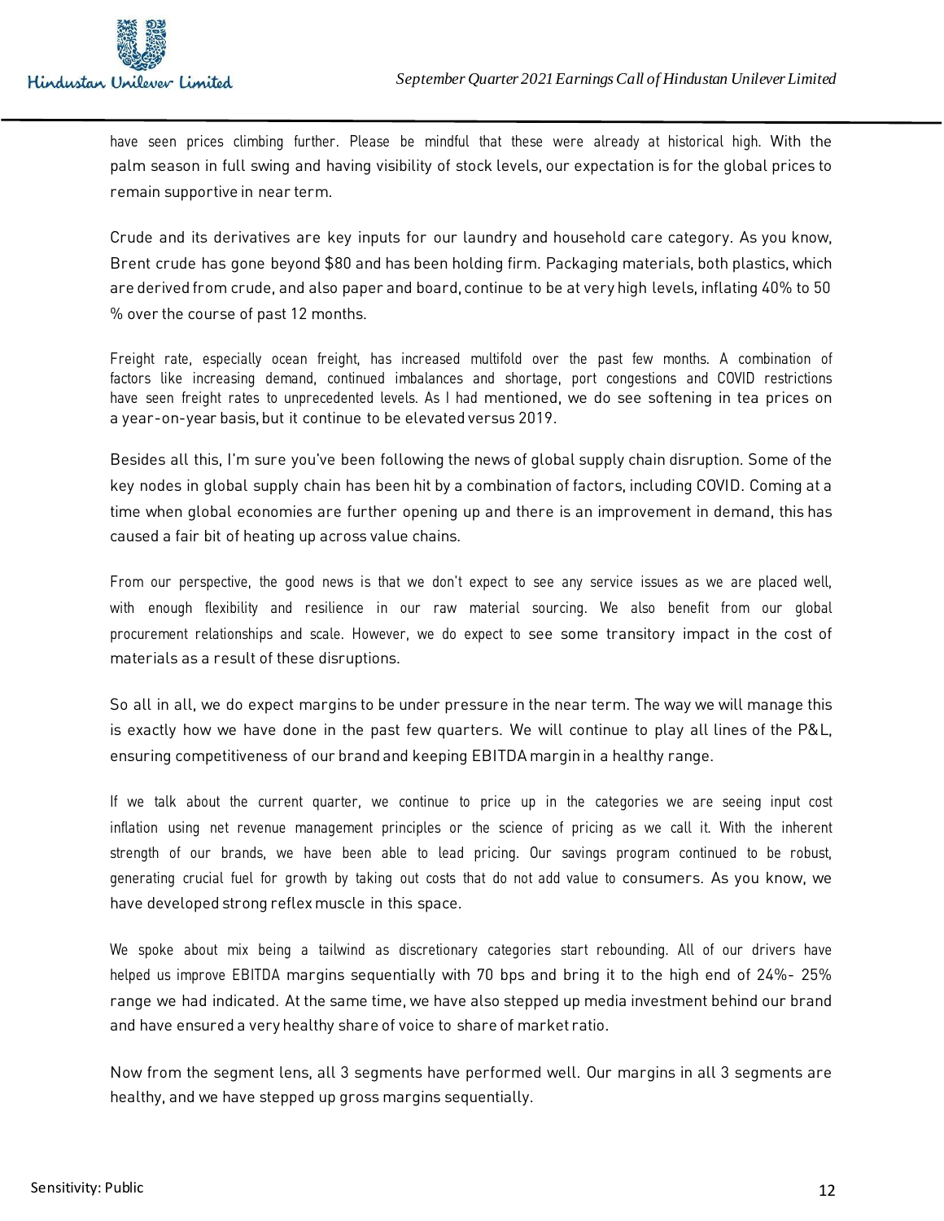have seen prices climbing further. Please be mindful that these were already at historical high. With the palm season in full swing and having visibility of stock levels, our expectation is for the global prices to remain supportive in near term.

Crude and its derivatives are key inputs for our laundry and household care category. As you know, Brent crude has gone beyond $80 and has been holding firm. Packaging materials, both plastics, which are derived from crude, and also paper and board, continue to be at very high levels, inflating 40% to 50 % over the course of past 12 months.

Freight rate, especially ocean freight, has increased multifold over the past few months. A combination of factors like increasing demand, continued imbalances and shortage, port congestions and COVID restrictions have seen freight rates to unprecedented levels. As I had mentioned, we do see softening in tea prices on a year-on-year basis, but it continue to be elevated versus 2019.

Besides all this, I'm sure you've been following the news of global supply chain disruption. Some of the key nodes in global supply chain has been hit by a combination of factors, including COVID. Coming at a time when global economies are further opening up and there is an improvement in demand, this has caused a fair bit of heating up across value chains.

From our perspective, the good news is that we don't expect to see any service issues as we are placed well, with enough flexibility and resilience in our raw material sourcing. We also benefit from our global procurement relationships and scale. However, we do expect to see some transitory impact in the cost of materials as a result of these disruptions.

So all in all, we do expect margins to be under pressure in the near term. The way we will manage this is exactly how we have done in the past few quarters. We will continue to play all lines of the P&L, ensuring competitiveness of our brand and keeping EBITDA margin in a healthy range.

If we talk about the current quarter, we continue to price up in the categories we are seeing input cost inflation using net revenue management principles or the science of pricing as we call it. With the inherent strength of our brands, we have been able to lead pricing. Our savings program continued to be robust, generating crucial fuel for growth by taking out costs that do not add value to consumers. As you know, we have developed strong reflex muscle in this space.

We spoke about mix being a tailwind as discretionary categories start rebounding. All of our drivers have helped us improve EBITDA margins sequentially with 70 bps and bring it to the high end of 24%- 25% range we had indicated. At the same time, we have also stepped up media investment behind our brand and have ensured a very healthy share of voice to share of market ratio.

Now from the segment lens, all 3 segments have performed well. Our margins in all 3 segments are healthy, and we have stepped up gross margins sequentially.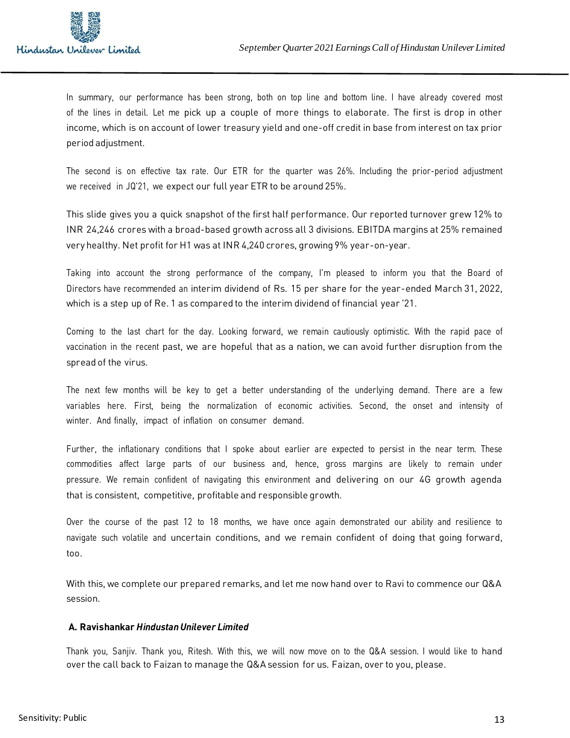In summary, our performance has been strong, both on top line and bottom line. I have already covered most of the lines in detail. Let me pick up a couple of more things to elaborate. The first is drop in other income, which is on account of lower treasury yield and one-off credit in base from interest on tax prior period adjustment.

The second is on effective tax rate. Our ETR for the quarter was 26%. Including the prior-period adjustment we received in JQ'21, we expect our full year ETR to be around 25%.

This slide gives you a quick snapshot of the first half performance. Our reported turnover grew 12% to INR 24,246 crores with a broad-based growth across all 3 divisions. EBITDA margins at 25% remained very healthy. Net profit for H1 was at INR 4,240 crores, growing 9% year-on-year.

Taking into account the strong performance of the company, I'm pleased to inform you that the Board of Directors have recommended an interim dividend of Rs. 15 per share for the year-ended March 31, 2022, which is a step up of Re. 1 as compared to the interim dividend of financial year '21.

Coming to the last chart for the day. Looking forward, we remain cautiously optimistic. With the rapid pace of vaccination in the recent past, we are hopeful that as a nation, we can avoid further disruption from the spread of the virus.

The next few months will be key to get a better understanding of the underlying demand. There are a few variables here. First, being the normalization of economic activities. Second, the onset and intensity of winter. And finally, impact of inflation on consumer demand.

Further, the inflationary conditions that I spoke about earlier are expected to persist in the near term. These commodities affect large parts of our business and, hence, gross margins are likely to remain under pressure. We remain confident of navigating this environment and delivering on our 4G growth agenda that is consistent, competitive, profitable and responsible growth.

Over the course of the past 12 to 18 months, we have once again demonstrated our ability and resilience to navigate such volatile and uncertain conditions, and we remain confident of doing that going forward, too.

With this, we complete our prepared remarks, and let me now hand over to Ravi to commence our Q&A session.

**A. Ravishankar *Hindustan Unilever Limited***

Thank you, Sanjiv. Thank you, Ritesh. With this, we will now move on to the Q&A session. I would like to hand over the call back to Faizan to manage the Q&A session for us. Faizan, over to you, please.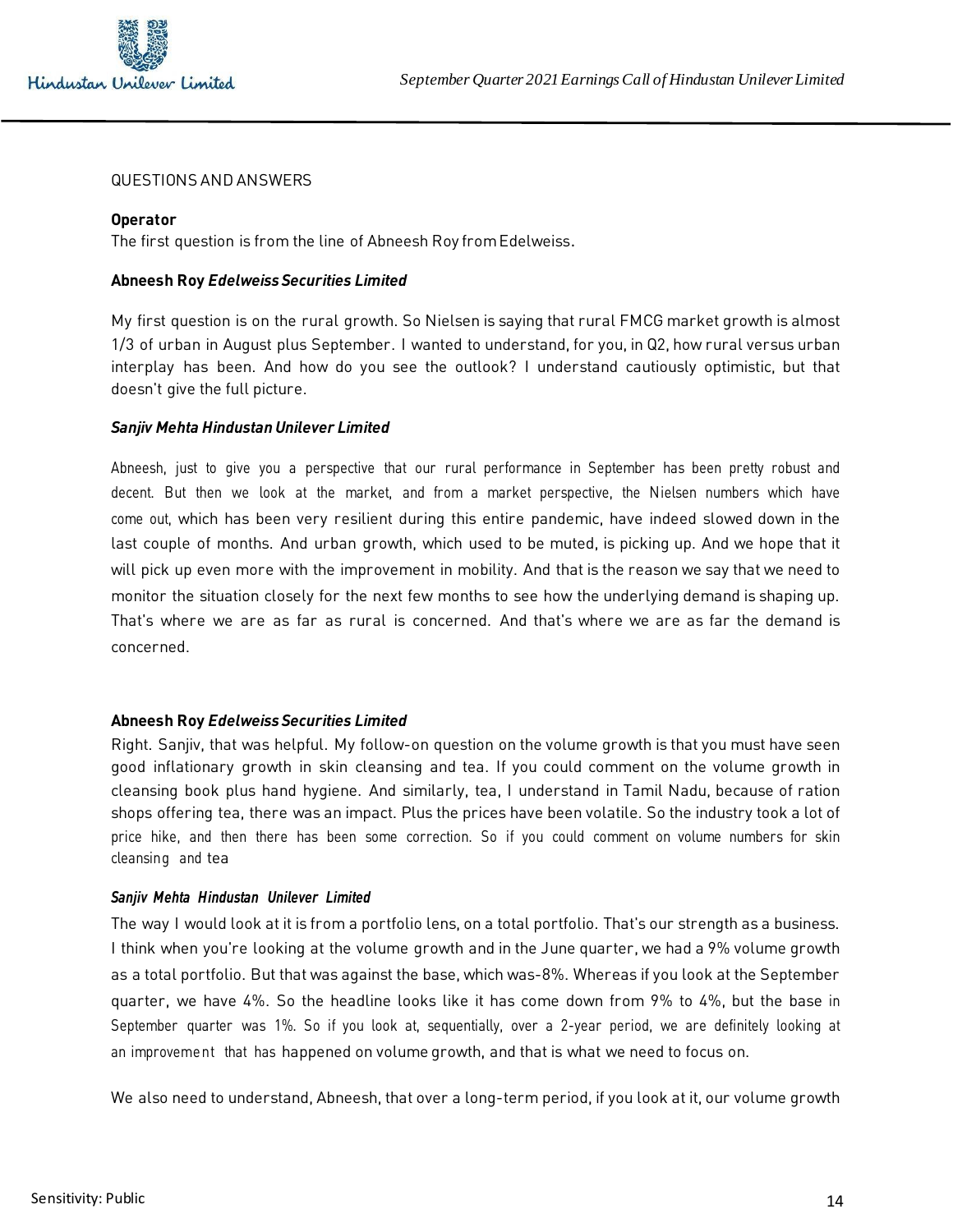QUESTIONS AND ANSWERS

**Operator**
The first question is from the line of Abneesh Roy from Edelweiss.

**Abneesh Roy** ***Edelweiss Securities Limited***

My first question is on the rural growth. So Nielsen is saying that rural FMCG market growth is almost 1/3 of urban in August plus September. I wanted to understand, for you, in Q2, how rural versus urban interplay has been. And how do you see the outlook? I understand cautiously optimistic, but that doesn't give the full picture.

***Sanjiv Mehta Hindustan Unilever Limited***

Abneesh, just to give you a perspective that our rural performance in September has been pretty robust and decent. But then we look at the market, and from a market perspective, the Nielsen numbers which have come out, which has been very resilient during this entire pandemic, have indeed slowed down in the last couple of months. And urban growth, which used to be muted, is picking up. And we hope that it will pick up even more with the improvement in mobility. And that is the reason we say that we need to monitor the situation closely for the next few months to see how the underlying demand is shaping up. That's where we are as far as rural is concerned. And that's where we are as far the demand is concerned.

**Abneesh Roy** ***Edelweiss Securities Limited***

Right. Sanjiv, that was helpful. My follow-on question on the volume growth is that you must have seen good inflationary growth in skin cleansing and tea. If you could comment on the volume growth in cleansing book plus hand hygiene. And similarly, tea, I understand in Tamil Nadu, because of ration shops offering tea, there was an impact. Plus the prices have been volatile. So the industry took a lot of price hike, and then there has been some correction. So if you could comment on volume numbers for skin cleansing and tea

***Sanjiv Mehta Hindustan Unilever Limited***

The way I would look at it is from a portfolio lens, on a total portfolio. That's our strength as a business. I think when you're looking at the volume growth and in the June quarter, we had a 9% volume growth as a total portfolio. But that was against the base, which was-8%. Whereas if you look at the September quarter, we have 4%. So the headline looks like it has come down from 9% to 4%, but the base in September quarter was 1%. So if you look at, sequentially, over a 2-year period, we are definitely looking at an improvement that has happened on volume growth, and that is what we need to focus on.

We also need to understand, Abneesh, that over a long-term period, if you look at it, our volume growth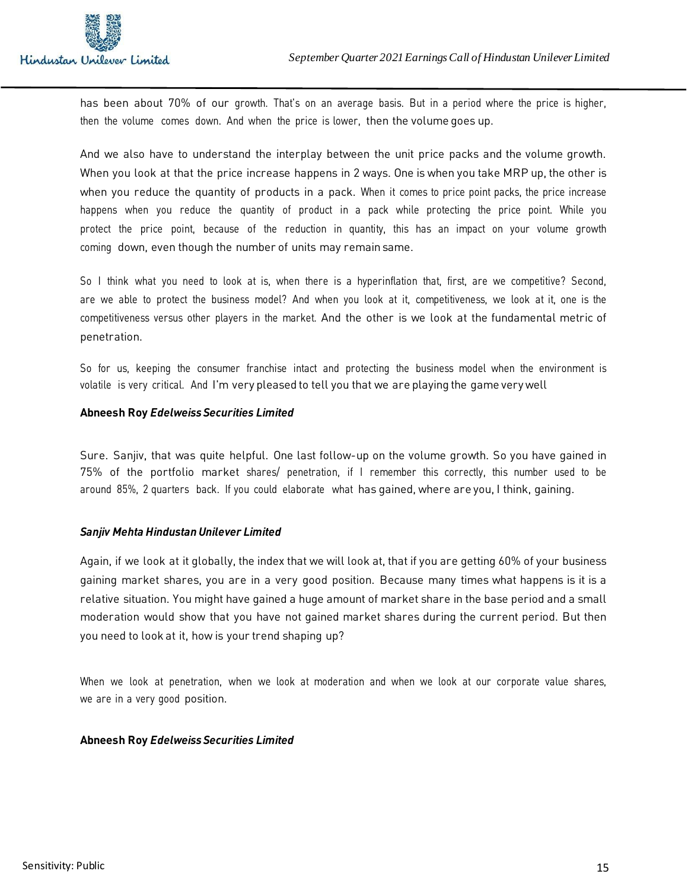has been about 70% of our growth. That's on an average basis. But in a period where the price is higher, then the volume comes down. And when the price is lower, then the volume goes up.

And we also have to understand the interplay between the unit price packs and the volume growth. When you look at that the price increase happens in 2 ways. One is when you take MRP up, the other is when you reduce the quantity of products in a pack. When it comes to price point packs, the price increase happens when you reduce the quantity of product in a pack while protecting the price point. While you protect the price point, because of the reduction in quantity, this has an impact on your volume growth coming down, even though the number of units may remain same.

So I think what you need to look at is, when there is a hyperinflation that, first, are we competitive? Second, are we able to protect the business model? And when you look at it, competitiveness, we look at it, one is the competitiveness versus other players in the market. And the other is we look at the fundamental metric of penetration.

So for us, keeping the consumer franchise intact and protecting the business model when the environment is volatile is very critical. And I'm very pleased to tell you that we are playing the game very well

**Abneesh Roy *Edelweiss Securities Limited***

Sure. Sanjiv, that was quite helpful. One last follow-up on the volume growth. So you have gained in 75% of the portfolio market shares/ penetration, if I remember this correctly, this number used to be around 85%, 2 quarters back. If you could elaborate what has gained, where are you, I think, gaining.

***Sanjiv Mehta Hindustan Unilever Limited***

Again, if we look at it globally, the index that we will look at, that if you are getting 60% of your business gaining market shares, you are in a very good position. Because many times what happens is it is a relative situation. You might have gained a huge amount of market share in the base period and a small moderation would show that you have not gained market shares during the current period. But then you need to look at it, how is your trend shaping up?

When we look at penetration, when we look at moderation and when we look at our corporate value shares, we are in a very good position.

**Abneesh Roy *Edelweiss Securities Limited***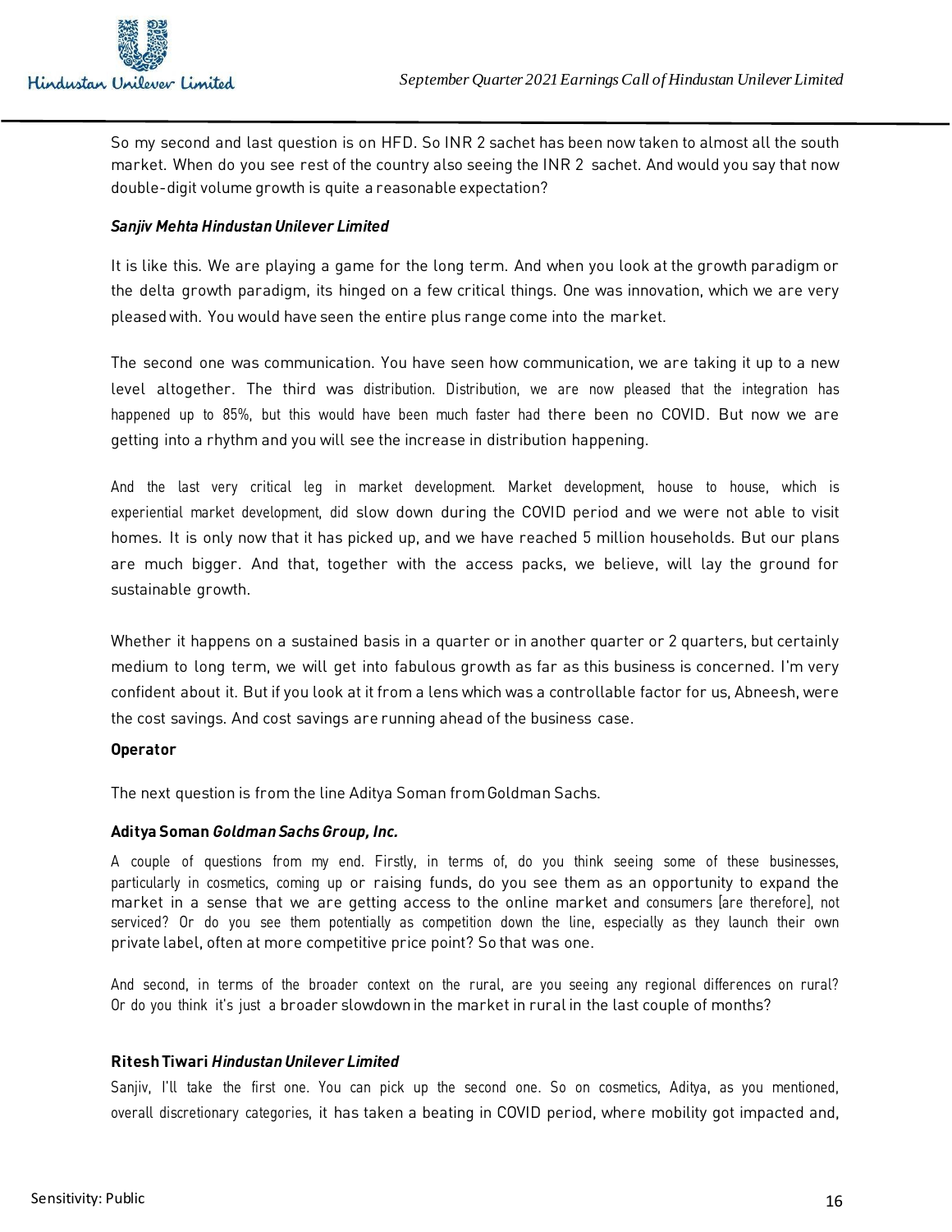So my second and last question is on HFD. So INR 2 sachet has been now taken to almost all the south market. When do you see rest of the country also seeing the INR 2 sachet. And would you say that now double-digit volume growth is quite a reasonable expectation?

***Sanjiv Mehta Hindustan Unilever Limited***

It is like this. We are playing a game for the long term. And when you look at the growth paradigm or the delta growth paradigm, its hinged on a few critical things. One was innovation, which we are very pleased with. You would have seen the entire plus range come into the market.

The second one was communication. You have seen how communication, we are taking it up to a new level altogether. The third was distribution. Distribution, we are now pleased that the integration has happened up to 85%, but this would have been much faster had there been no COVID. But now we are getting into a rhythm and you will see the increase in distribution happening.

And the last very critical leg in market development. Market development, house to house, which is experiential market development, did slow down during the COVID period and we were not able to visit homes. It is only now that it has picked up, and we have reached 5 million households. But our plans are much bigger. And that, together with the access packs, we believe, will lay the ground for sustainable growth.

Whether it happens on a sustained basis in a quarter or in another quarter or 2 quarters, but certainly medium to long term, we will get into fabulous growth as far as this business is concerned. I'm very confident about it. But if you look at it from a lens which was a controllable factor for us, Abneesh, were the cost savings. And cost savings are running ahead of the business case.

**Operator**

The next question is from the line Aditya Soman from Goldman Sachs.

**Aditya Soman *Goldman Sachs Group, Inc.***

A couple of questions from my end. Firstly, in terms of, do you think seeing some of these businesses, particularly in cosmetics, coming up or raising funds, do you see them as an opportunity to expand the market in a sense that we are getting access to the online market and consumers [are therefore], not serviced? Or do you see them potentially as competition down the line, especially as they launch their own private label, often at more competitive price point? So that was one.

And second, in terms of the broader context on the rural, are you seeing any regional differences on rural? Or do you think it's just a broader slowdown in the market in rural in the last couple of months?

**Ritesh Tiwari *Hindustan Unilever Limited***

Sanjiv, I'll take the first one. You can pick up the second one. So on cosmetics, Aditya, as you mentioned, overall discretionary categories, it has taken a beating in COVID period, where mobility got impacted and,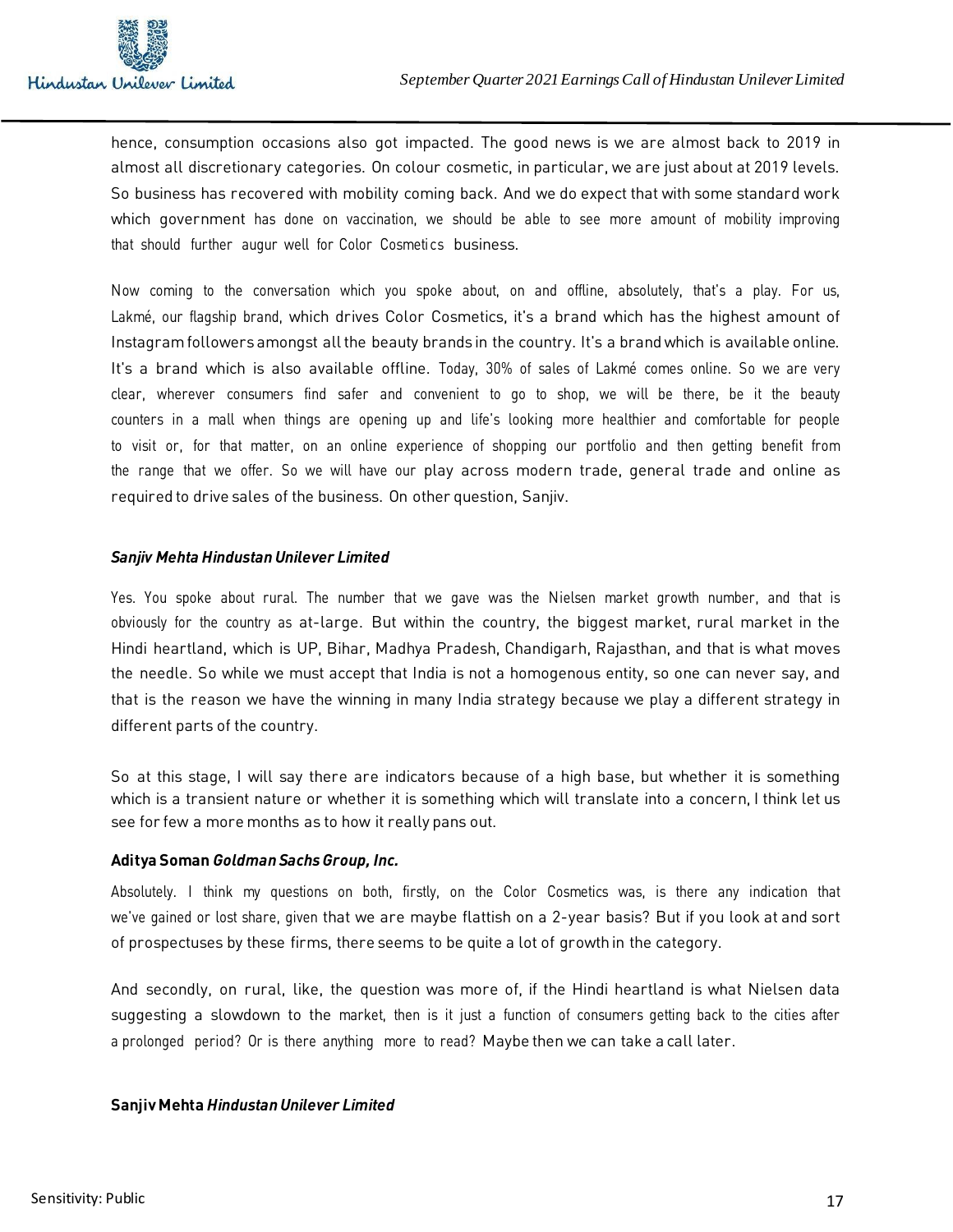hence, consumption occasions also got impacted. The good news is we are almost back to 2019 in almost all discretionary categories. On colour cosmetic, in particular, we are just about at 2019 levels. So business has recovered with mobility coming back. And we do expect that with some standard work which government has done on vaccination, we should be able to see more amount of mobility improving that should further augur well for Color Cosmetics business.

Now coming to the conversation which you spoke about, on and offline, absolutely, that's a play. For us, Lakmé, our flagship brand, which drives Color Cosmetics, it's a brand which has the highest amount of Instagram followers amongst all the beauty brands in the country. It's a brand which is available online. It's a brand which is also available offline. Today, 30% of sales of Lakmé comes online. So we are very clear, wherever consumers find safer and convenient to go to shop, we will be there, be it the beauty counters in a mall when things are opening up and life's looking more healthier and comfortable for people to visit or, for that matter, on an online experience of shopping our portfolio and then getting benefit from the range that we offer. So we will have our play across modern trade, general trade and online as required to drive sales of the business. On other question, Sanjiv.

***Sanjiv Mehta Hindustan Unilever Limited***

Yes. You spoke about rural. The number that we gave was the Nielsen market growth number, and that is obviously for the country as at-large. But within the country, the biggest market, rural market in the Hindi heartland, which is UP, Bihar, Madhya Pradesh, Chandigarh, Rajasthan, and that is what moves the needle. So while we must accept that India is not a homogenous entity, so one can never say, and that is the reason we have the winning in many India strategy because we play a different strategy in different parts of the country.

So at this stage, I will say there are indicators because of a high base, but whether it is something which is a transient nature or whether it is something which will translate into a concern, I think let us see for few a more months as to how it really pans out.

**Aditya Soman *Goldman Sachs Group, Inc.***

Absolutely. I think my questions on both, firstly, on the Color Cosmetics was, is there any indication that we've gained or lost share, given that we are maybe flattish on a 2-year basis? But if you look at and sort of prospectuses by these firms, there seems to be quite a lot of growth in the category.

And secondly, on rural, like, the question was more of, if the Hindi heartland is what Nielsen data suggesting a slowdown to the market, then is it just a function of consumers getting back to the cities after a prolonged period? Or is there anything more to read? Maybe then we can take a call later.

**Sanjiv Mehta *Hindustan Unilever Limited***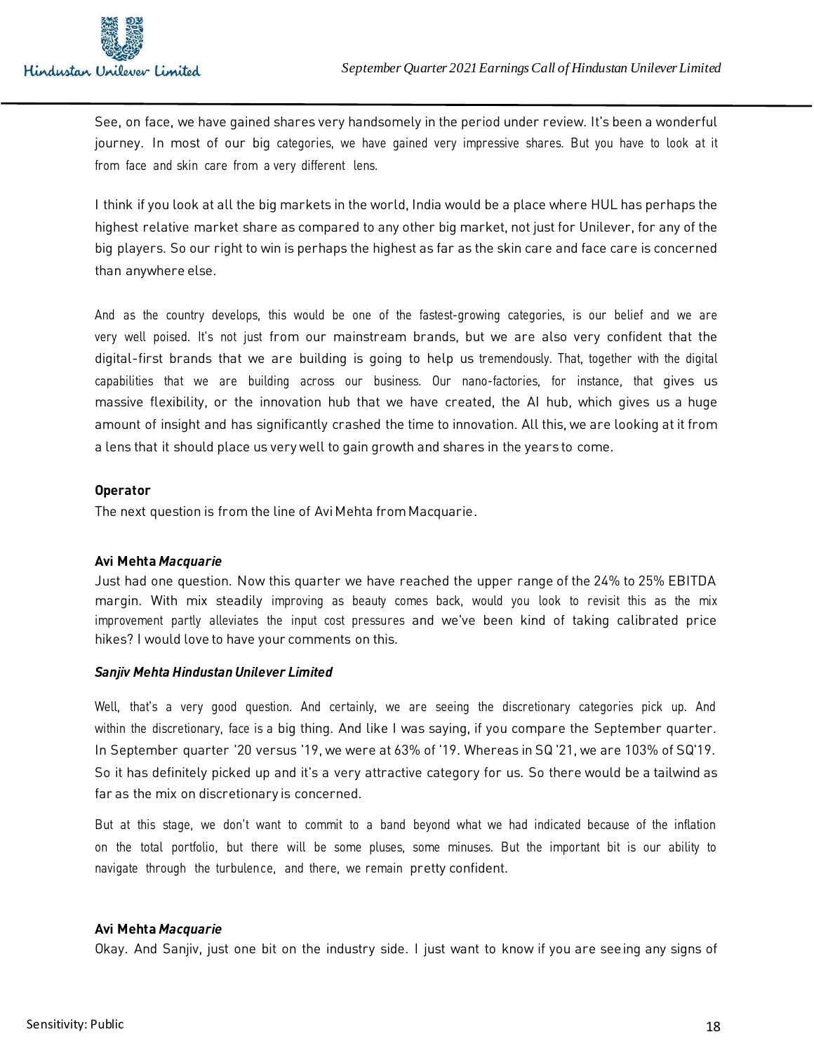See, on face, we have gained shares very handsomely in the period under review. It's been a wonderful journey. In most of our big categories, we have gained very impressive shares. But you have to look at it from face and skin care from a very different lens.

I think if you look at all the big markets in the world, India would be a place where HUL has perhaps the highest relative market share as compared to any other big market, not just for Unilever, for any of the big players. So our right to win is perhaps the highest as far as the skin care and face care is concerned than anywhere else.

And as the country develops, this would be one of the fastest-growing categories, is our belief and we are very well poised. It's not just from our mainstream brands, but we are also very confident that the digital-first brands that we are building is going to help us tremendously. That, together with the digital capabilities that we are building across our business. Our nano-factories, for instance, that gives us massive flexibility, or the innovation hub that we have created, the AI hub, which gives us a huge amount of insight and has significantly crashed the time to innovation. All this, we are looking at it from a lens that it should place us very well to gain growth and shares in the years to come.

**Operator**

The next question is from the line of Avi Mehta from Macquarie.

**Avi Mehta** ***Macquarie***

Just had one question. Now this quarter we have reached the upper range of the 24% to 25% EBITDA margin. With mix steadily improving as beauty comes back, would you look to revisit this as the mix improvement partly alleviates the input cost pressures and we've been kind of taking calibrated price hikes? I would love to have your comments on this.

***Sanjiv Mehta Hindustan Unilever Limited***

Well, that's a very good question. And certainly, we are seeing the discretionary categories pick up. And within the discretionary, face is a big thing. And like I was saying, if you compare the September quarter. In September quarter '20 versus '19, we were at 63% of '19. Whereas in SQ '21, we are 103% of SQ'19. So it has definitely picked up and it's a very attractive category for us. So there would be a tailwind as far as the mix on discretionary is concerned.

But at this stage, we don't want to commit to a band beyond what we had indicated because of the inflation on the total portfolio, but there will be some pluses, some minuses. But the important bit is our ability to navigate through the turbulence, and there, we remain pretty confident.

**Avi Mehta** ***Macquarie***

Okay. And Sanjiv, just one bit on the industry side. I just want to know if you are seeing any signs of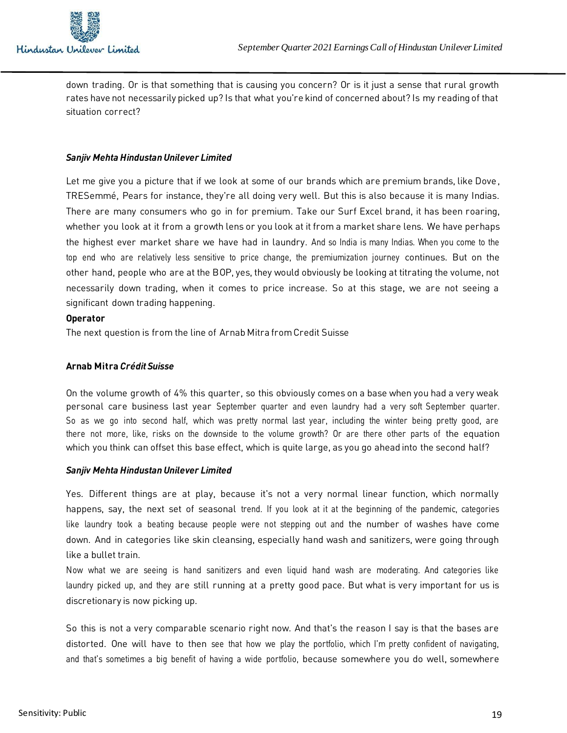down trading. Or is that something that is causing you concern? Or is it just a sense that rural growth rates have not necessarily picked up? Is that what you're kind of concerned about? Is my reading of that situation correct?

***Sanjiv Mehta Hindustan Unilever Limited***

Let me give you a picture that if we look at some of our brands which are premium brands, like Dove, TRESemmé, Pears for instance, they're all doing very well. But this is also because it is many Indias. There are many consumers who go in for premium. Take our Surf Excel brand, it has been roaring, whether you look at it from a growth lens or you look at it from a market share lens. We have perhaps the highest ever market share we have had in laundry. And so India is many Indias. When you come to the top end who are relatively less sensitive to price change, the premiumization journey continues. But on the other hand, people who are at the BOP, yes, they would obviously be looking at titrating the volume, not necessarily down trading, when it comes to price increase. So at this stage, we are not seeing a significant down trading happening.

**Operator**

The next question is from the line of Arnab Mitra from Credit Suisse

**Arnab Mitra *Crédit Suisse***

On the volume growth of 4% this quarter, so this obviously comes on a base when you had a very weak personal care business last year September quarter and even laundry had a very soft September quarter. So as we go into second half, which was pretty normal last year, including the winter being pretty good, are there not more, like, risks on the downside to the volume growth? Or are there other parts of the equation which you think can offset this base effect, which is quite large, as you go ahead into the second half?

***Sanjiv Mehta Hindustan Unilever Limited***

Yes. Different things are at play, because it's not a very normal linear function, which normally happens, say, the next set of seasonal trend. If you look at it at the beginning of the pandemic, categories like laundry took a beating because people were not stepping out and the number of washes have come down. And in categories like skin cleansing, especially hand wash and sanitizers, were going through like a bullet train.

Now what we are seeing is hand sanitizers and even liquid hand wash are moderating. And categories like laundry picked up, and they are still running at a pretty good pace. But what is very important for us is discretionary is now picking up.

So this is not a very comparable scenario right now. And that's the reason I say is that the bases are distorted. One will have to then see that how we play the portfolio, which I'm pretty confident of navigating, and that's sometimes a big benefit of having a wide portfolio, because somewhere you do well, somewhere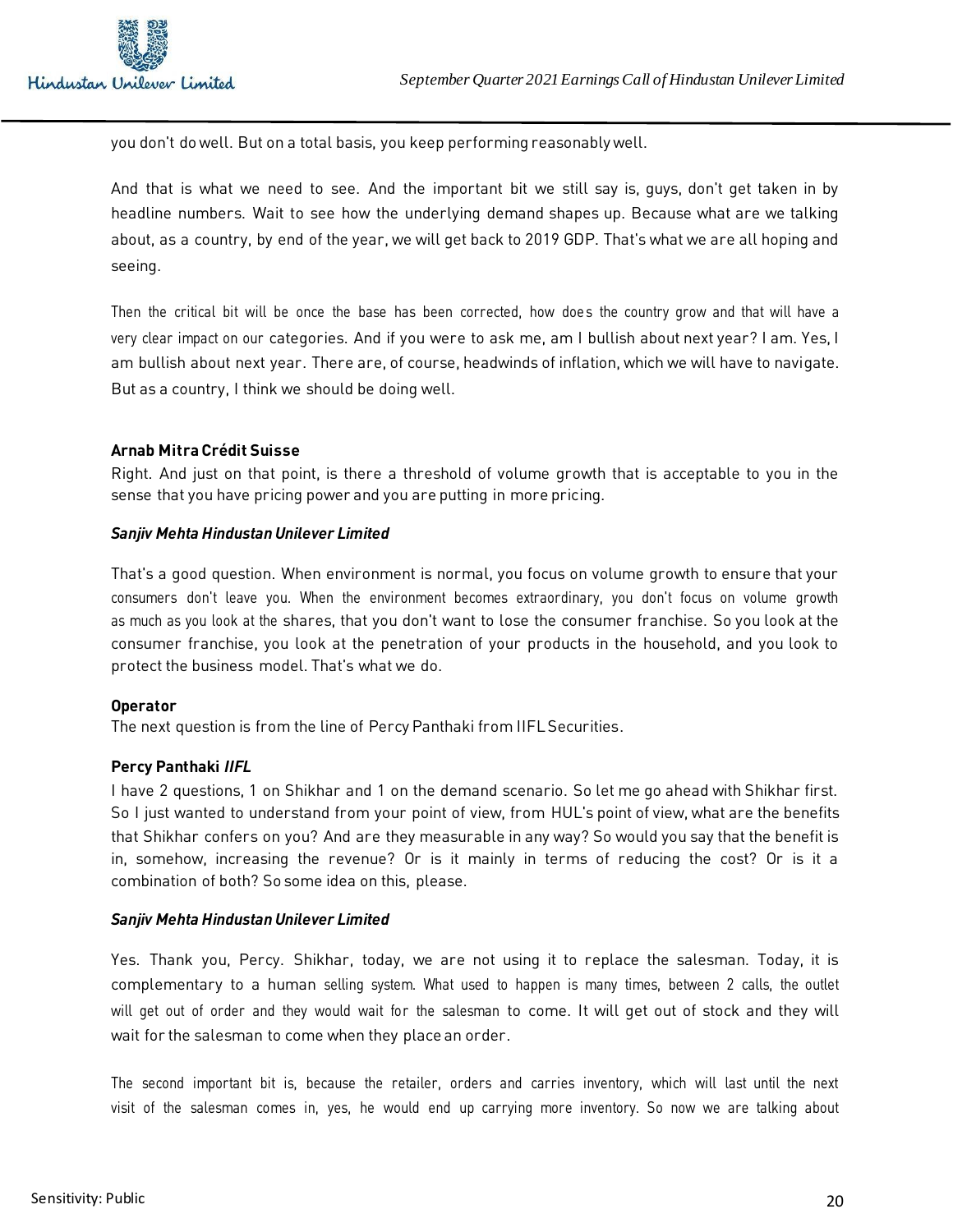you don't do well. But on a total basis, you keep performing reasonably well.

And that is what we need to see. And the important bit we still say is, guys, don't get taken in by headline numbers. Wait to see how the underlying demand shapes up. Because what are we talking about, as a country, by end of the year, we will get back to 2019 GDP. That's what we are all hoping and seeing.

Then the critical bit will be once the base has been corrected, how does the country grow and that will have a very clear impact on our categories. And if you were to ask me, am I bullish about next year? I am. Yes, I am bullish about next year. There are, of course, headwinds of inflation, which we will have to navigate. But as a country, I think we should be doing well.

**Arnab Mitra Crédit Suisse**
Right. And just on that point, is there a threshold of volume growth that is acceptable to you in the sense that you have pricing power and you are putting in more pricing.

***Sanjiv Mehta Hindustan Unilever Limited***

That's a good question. When environment is normal, you focus on volume growth to ensure that your consumers don't leave you. When the environment becomes extraordinary, you don't focus on volume growth as much as you look at the shares, that you don't want to lose the consumer franchise. So you look at the consumer franchise, you look at the penetration of your products in the household, and you look to protect the business model. That's what we do.

**Operator**
The next question is from the line of Percy Panthaki from IIFL Securities.

**Percy Panthaki *IIFL***
I have 2 questions, 1 on Shikhar and 1 on the demand scenario. So let me go ahead with Shikhar first. So I just wanted to understand from your point of view, from HUL's point of view, what are the benefits that Shikhar confers on you? And are they measurable in any way? So would you say that the benefit is in, somehow, increasing the revenue? Or is it mainly in terms of reducing the cost? Or is it a combination of both? So some idea on this, please.

***Sanjiv Mehta Hindustan Unilever Limited***

Yes. Thank you, Percy. Shikhar, today, we are not using it to replace the salesman. Today, it is complementary to a human selling system. What used to happen is many times, between 2 calls, the outlet will get out of order and they would wait for the salesman to come. It will get out of stock and they will wait for the salesman to come when they place an order.

The second important bit is, because the retailer, orders and carries inventory, which will last until the next visit of the salesman comes in, yes, he would end up carrying more inventory. So now we are talking about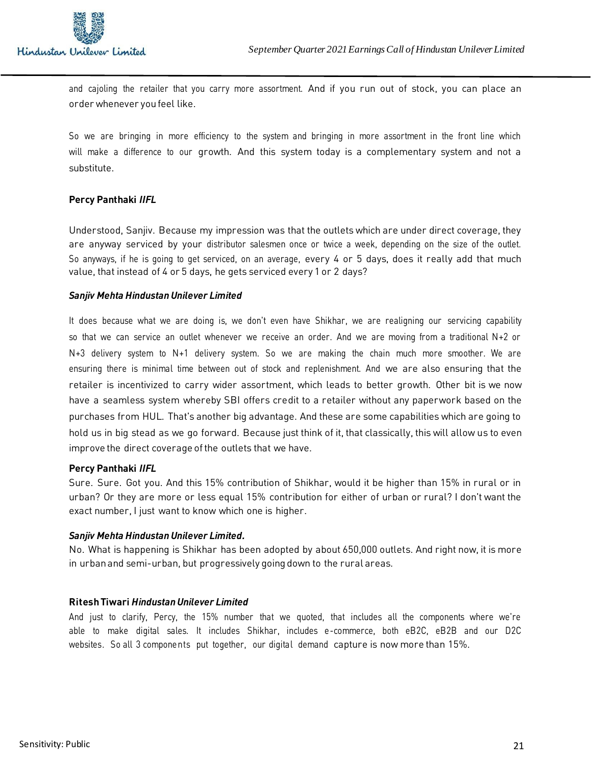and cajoling the retailer that you carry more assortment. And if you run out of stock, you can place an order whenever you feel like.

So we are bringing in more efficiency to the system and bringing in more assortment in the front line which will make a difference to our growth. And this system today is a complementary system and not a substitute.

**Percy Panthaki *IIFL***

Understood, Sanjiv. Because my impression was that the outlets which are under direct coverage, they are anyway serviced by your distributor salesmen once or twice a week, depending on the size of the outlet. So anyways, if he is going to get serviced, on an average, every 4 or 5 days, does it really add that much value, that instead of 4 or 5 days, he gets serviced every 1 or 2 days?

***Sanjiv Mehta Hindustan Unilever Limited***

It does because what we are doing is, we don't even have Shikhar, we are realigning our servicing capability so that we can service an outlet whenever we receive an order. And we are moving from a traditional N+2 or N+3 delivery system to N+1 delivery system. So we are making the chain much more smoother. We are ensuring there is minimal time between out of stock and replenishment. And we are also ensuring that the retailer is incentivized to carry wider assortment, which leads to better growth. Other bit is we now have a seamless system whereby SBI offers credit to a retailer without any paperwork based on the purchases from HUL. That's another big advantage. And these are some capabilities which are going to hold us in big stead as we go forward. Because just think of it, that classically, this will allow us to even improve the direct coverage of the outlets that we have.

**Percy Panthaki *IIFL***

Sure. Sure. Got you. And this 15% contribution of Shikhar, would it be higher than 15% in rural or in urban? Or they are more or less equal 15% contribution for either of urban or rural? I don't want the exact number, I just want to know which one is higher.

***Sanjiv Mehta Hindustan Unilever Limited.***

No. What is happening is Shikhar has been adopted by about 650,000 outlets. And right now, it is more in urban and semi-urban, but progressively going down to the rural areas.

**Ritesh Tiwari *Hindustan Unilever Limited***

And just to clarify, Percy, the 15% number that we quoted, that includes all the components where we're able to make digital sales. It includes Shikhar, includes e-commerce, both eB2C, eB2B and our D2C websites. So all 3 components put together, our digital demand capture is now more than 15%.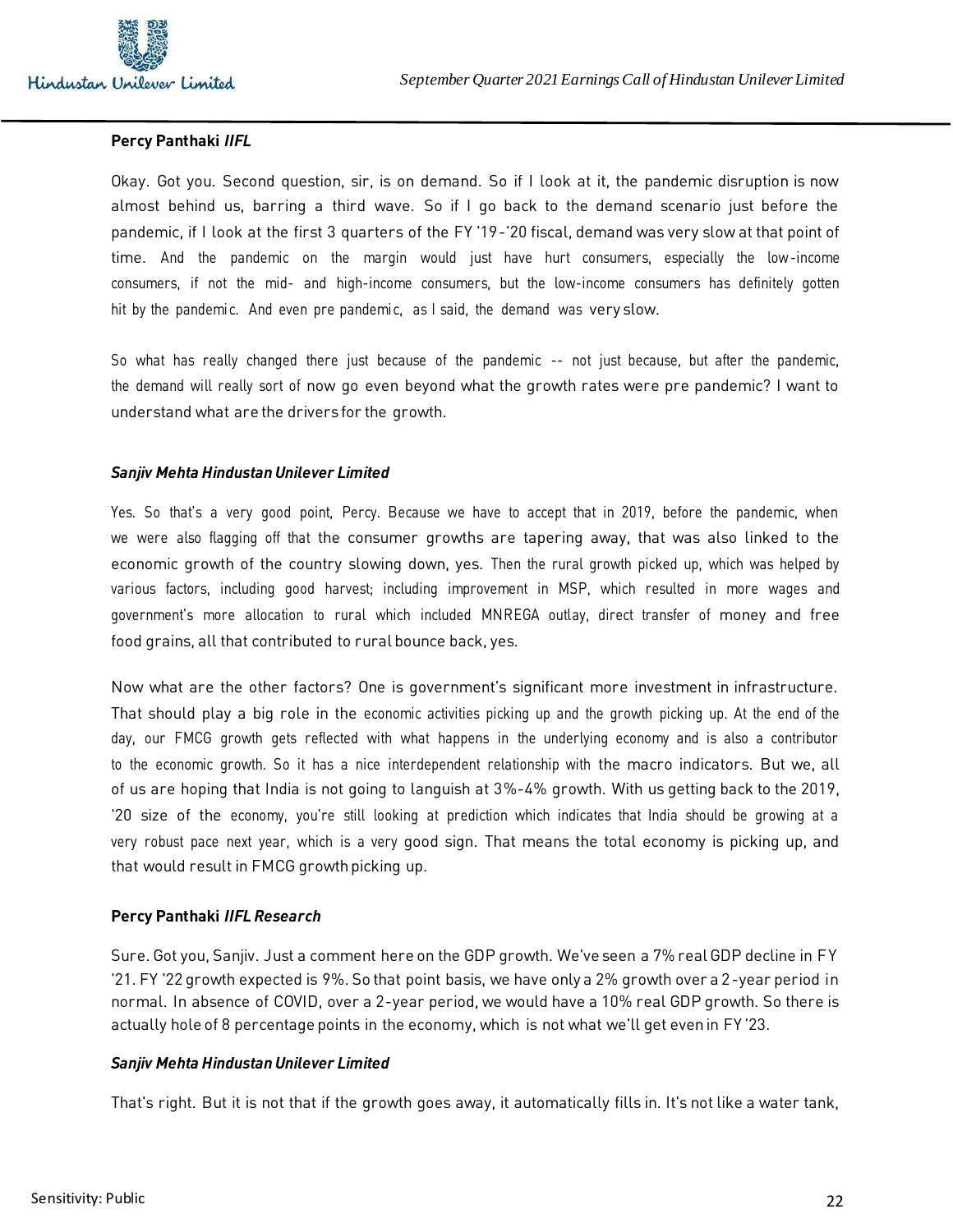**Percy Panthaki *IIFL***

Okay. Got you. Second question, sir, is on demand. So if I look at it, the pandemic disruption is now almost behind us, barring a third wave. So if I go back to the demand scenario just before the pandemic, if I look at the first 3 quarters of the FY '19-'20 fiscal, demand was very slow at that point of time. And the pandemic on the margin would just have hurt consumers, especially the low-income consumers, if not the mid- and high-income consumers, but the low-income consumers has definitely gotten hit by the pandemic. And even pre pandemic, as I said, the demand was very slow.

So what has really changed there just because of the pandemic -- not just because, but after the pandemic, the demand will really sort of now go even beyond what the growth rates were pre pandemic? I want to understand what are the drivers for the growth.

***Sanjiv Mehta Hindustan Unilever Limited***

Yes. So that's a very good point, Percy. Because we have to accept that in 2019, before the pandemic, when we were also flagging off that the consumer growths are tapering away, that was also linked to the economic growth of the country slowing down, yes. Then the rural growth picked up, which was helped by various factors, including good harvest; including improvement in MSP, which resulted in more wages and government's more allocation to rural which included MNREGA outlay, direct transfer of money and free food grains, all that contributed to rural bounce back, yes.

Now what are the other factors? One is government's significant more investment in infrastructure. That should play a big role in the economic activities picking up and the growth picking up. At the end of the day, our FMCG growth gets reflected with what happens in the underlying economy and is also a contributor to the economic growth. So it has a nice interdependent relationship with the macro indicators. But we, all of us are hoping that India is not going to languish at 3%-4% growth. With us getting back to the 2019, '20 size of the economy, you're still looking at prediction which indicates that India should be growing at a very robust pace next year, which is a very good sign. That means the total economy is picking up, and that would result in FMCG growth picking up.

**Percy Panthaki *IIFL Research***

Sure. Got you, Sanjiv. Just a comment here on the GDP growth. We've seen a 7% real GDP decline in FY '21. FY '22 growth expected is 9%. So that point basis, we have only a 2% growth over a 2-year period in normal. In absence of COVID, over a 2-year period, we would have a 10% real GDP growth. So there is actually hole of 8 percentage points in the economy, which is not what we'll get even in FY '23.

***Sanjiv Mehta Hindustan Unilever Limited***

That's right. But it is not that if the growth goes away, it automatically fills in. It's not like a water tank,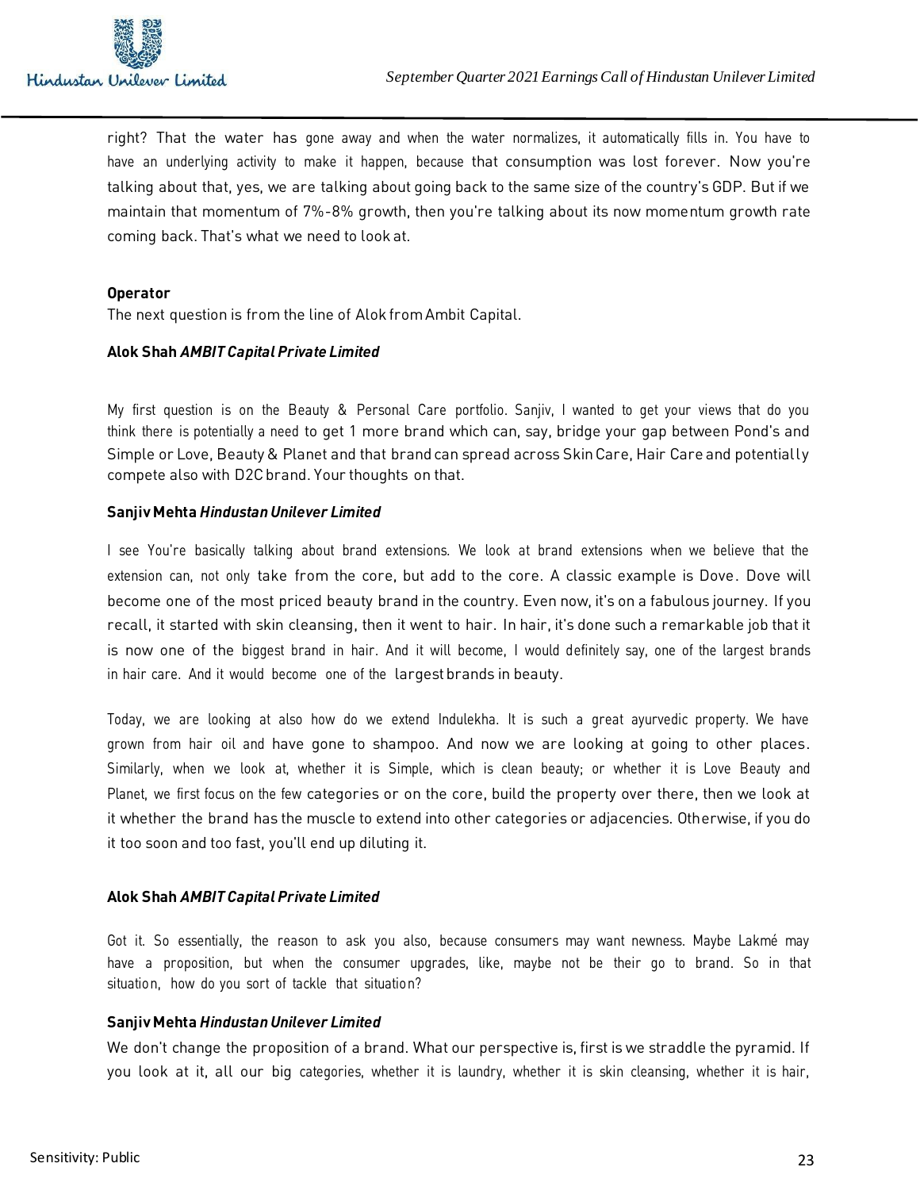right? That the water has gone away and when the water normalizes, it automatically fills in. You have to have an underlying activity to make it happen, because that consumption was lost forever. Now you're talking about that, yes, we are talking about going back to the same size of the country's GDP. But if we maintain that momentum of 7%-8% growth, then you're talking about its now momentum growth rate coming back. That's what we need to look at.

**Operator**
The next question is from the line of Alok from Ambit Capital.

**Alok Shah** ***AMBIT Capital Private Limited***

My first question is on the Beauty & Personal Care portfolio. Sanjiv, I wanted to get your views that do you think there is potentially a need to get 1 more brand which can, say, bridge your gap between Pond's and Simple or Love, Beauty & Planet and that brand can spread across Skin Care, Hair Care and potentially compete also with D2C brand. Your thoughts on that.

**Sanjiv Mehta** ***Hindustan Unilever Limited***

I see You're basically talking about brand extensions. We look at brand extensions when we believe that the extension can, not only take from the core, but add to the core. A classic example is Dove. Dove will become one of the most priced beauty brand in the country. Even now, it's on a fabulous journey. If you recall, it started with skin cleansing, then it went to hair. In hair, it's done such a remarkable job that it is now one of the biggest brand in hair. And it will become, I would definitely say, one of the largest brands in hair care. And it would become one of the largest brands in beauty.

Today, we are looking at also how do we extend Indulekha. It is such a great ayurvedic property. We have grown from hair oil and have gone to shampoo. And now we are looking at going to other places. Similarly, when we look at, whether it is Simple, which is clean beauty; or whether it is Love Beauty and Planet, we first focus on the few categories or on the core, build the property over there, then we look at it whether the brand has the muscle to extend into other categories or adjacencies. Otherwise, if you do it too soon and too fast, you'll end up diluting it.

**Alok Shah** ***AMBIT Capital Private Limited***

Got it. So essentially, the reason to ask you also, because consumers may want newness. Maybe Lakmé may have a proposition, but when the consumer upgrades, like, maybe not be their go to brand. So in that situation, how do you sort of tackle that situation?

**Sanjiv Mehta** ***Hindustan Unilever Limited***
We don't change the proposition of a brand. What our perspective is, first is we straddle the pyramid. If you look at it, all our big categories, whether it is laundry, whether it is skin cleansing, whether it is hair,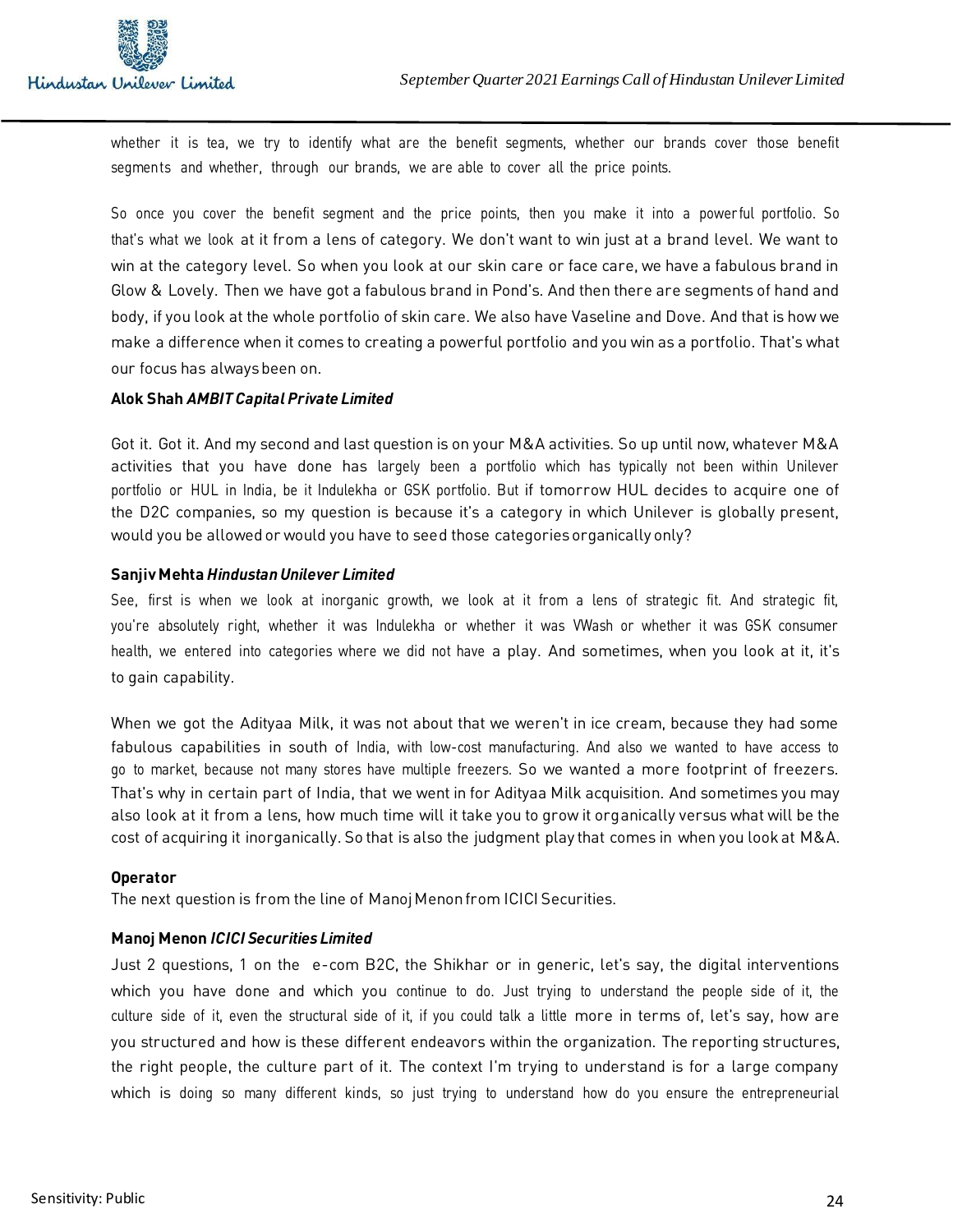whether it is tea, we try to identify what are the benefit segments, whether our brands cover those benefit segments and whether, through our brands, we are able to cover all the price points.

So once you cover the benefit segment and the price points, then you make it into a powerful portfolio. So that's what we look at it from a lens of category. We don't want to win just at a brand level. We want to win at the category level. So when you look at our skin care or face care, we have a fabulous brand in Glow & Lovely. Then we have got a fabulous brand in Pond's. And then there are segments of hand and body, if you look at the whole portfolio of skin care. We also have Vaseline and Dove. And that is how we make a difference when it comes to creating a powerful portfolio and you win as a portfolio. That's what our focus has always been on.

**Alok Shah** ***AMBIT Capital Private Limited***

Got it. Got it. And my second and last question is on your M&A activities. So up until now, whatever M&A activities that you have done has largely been a portfolio which has typically not been within Unilever portfolio or HUL in India, be it Indulekha or GSK portfolio. But if tomorrow HUL decides to acquire one of the D2C companies, so my question is because it's a category in which Unilever is globally present, would you be allowed or would you have to seed those categories organically only?

**Sanjiv Mehta** ***Hindustan Unilever Limited***

See, first is when we look at inorganic growth, we look at it from a lens of strategic fit. And strategic fit, you're absolutely right, whether it was Indulekha or whether it was VWash or whether it was GSK consumer health, we entered into categories where we did not have a play. And sometimes, when you look at it, it's to gain capability.

When we got the Adityaa Milk, it was not about that we weren't in ice cream, because they had some fabulous capabilities in south of India, with low-cost manufacturing. And also we wanted to have access to go to market, because not many stores have multiple freezers. So we wanted a more footprint of freezers. That's why in certain part of India, that we went in for Adityaa Milk acquisition. And sometimes you may also look at it from a lens, how much time will it take you to grow it organically versus what will be the cost of acquiring it inorganically. So that is also the judgment play that comes in when you look at M&A.

**Operator**

The next question is from the line of Manoj Menon from ICICI Securities.

**Manoj Menon** ***ICICI Securities Limited***

Just 2 questions, 1 on the e-com B2C, the Shikhar or in generic, let's say, the digital interventions which you have done and which you continue to do. Just trying to understand the people side of it, the culture side of it, even the structural side of it, if you could talk a little more in terms of, let's say, how are you structured and how is these different endeavors within the organization. The reporting structures, the right people, the culture part of it. The context I'm trying to understand is for a large company which is doing so many different kinds, so just trying to understand how do you ensure the entrepreneurial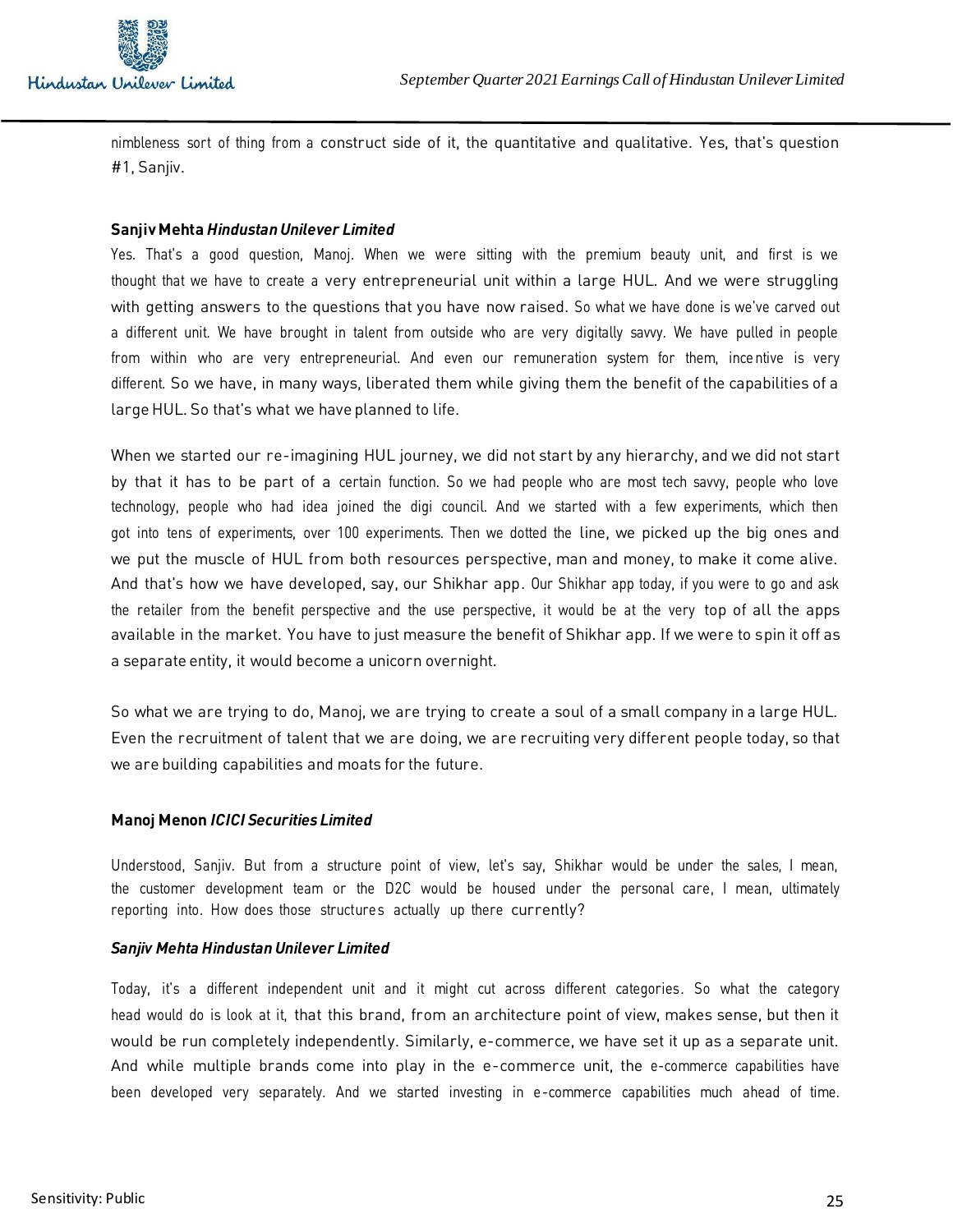nimbleness sort of thing from a construct side of it, the quantitative and qualitative. Yes, that's question #1, Sanjiv.

**Sanjiv Mehta *Hindustan Unilever Limited***

Yes. That's a good question, Manoj. When we were sitting with the premium beauty unit, and first is we thought that we have to create a very entrepreneurial unit within a large HUL. And we were struggling with getting answers to the questions that you have now raised. So what we have done is we've carved out a different unit. We have brought in talent from outside who are very digitally savvy. We have pulled in people from within who are very entrepreneurial. And even our remuneration system for them, incentive is very different. So we have, in many ways, liberated them while giving them the benefit of the capabilities of a large HUL. So that's what we have planned to life.

When we started our re-imagining HUL journey, we did not start by any hierarchy, and we did not start by that it has to be part of a certain function. So we had people who are most tech savvy, people who love technology, people who had idea joined the digi council. And we started with a few experiments, which then got into tens of experiments, over 100 experiments. Then we dotted the line, we picked up the big ones and we put the muscle of HUL from both resources perspective, man and money, to make it come alive. And that's how we have developed, say, our Shikhar app. Our Shikhar app today, if you were to go and ask the retailer from the benefit perspective and the use perspective, it would be at the very top of all the apps available in the market. You have to just measure the benefit of Shikhar app. If we were to spin it off as a separate entity, it would become a unicorn overnight.

So what we are trying to do, Manoj, we are trying to create a soul of a small company in a large HUL. Even the recruitment of talent that we are doing, we are recruiting very different people today, so that we are building capabilities and moats for the future.

**Manoj Menon *ICICI Securities Limited***

Understood, Sanjiv. But from a structure point of view, let's say, Shikhar would be under the sales, I mean, the customer development team or the D2C would be housed under the personal care, I mean, ultimately reporting into. How does those structures actually up there currently?

***Sanjiv Mehta Hindustan Unilever Limited***

Today, it's a different independent unit and it might cut across different categories. So what the category head would do is look at it, that this brand, from an architecture point of view, makes sense, but then it would be run completely independently. Similarly, e-commerce, we have set it up as a separate unit. And while multiple brands come into play in the e-commerce unit, the e-commerce capabilities have been developed very separately. And we started investing in e-commerce capabilities much ahead of time.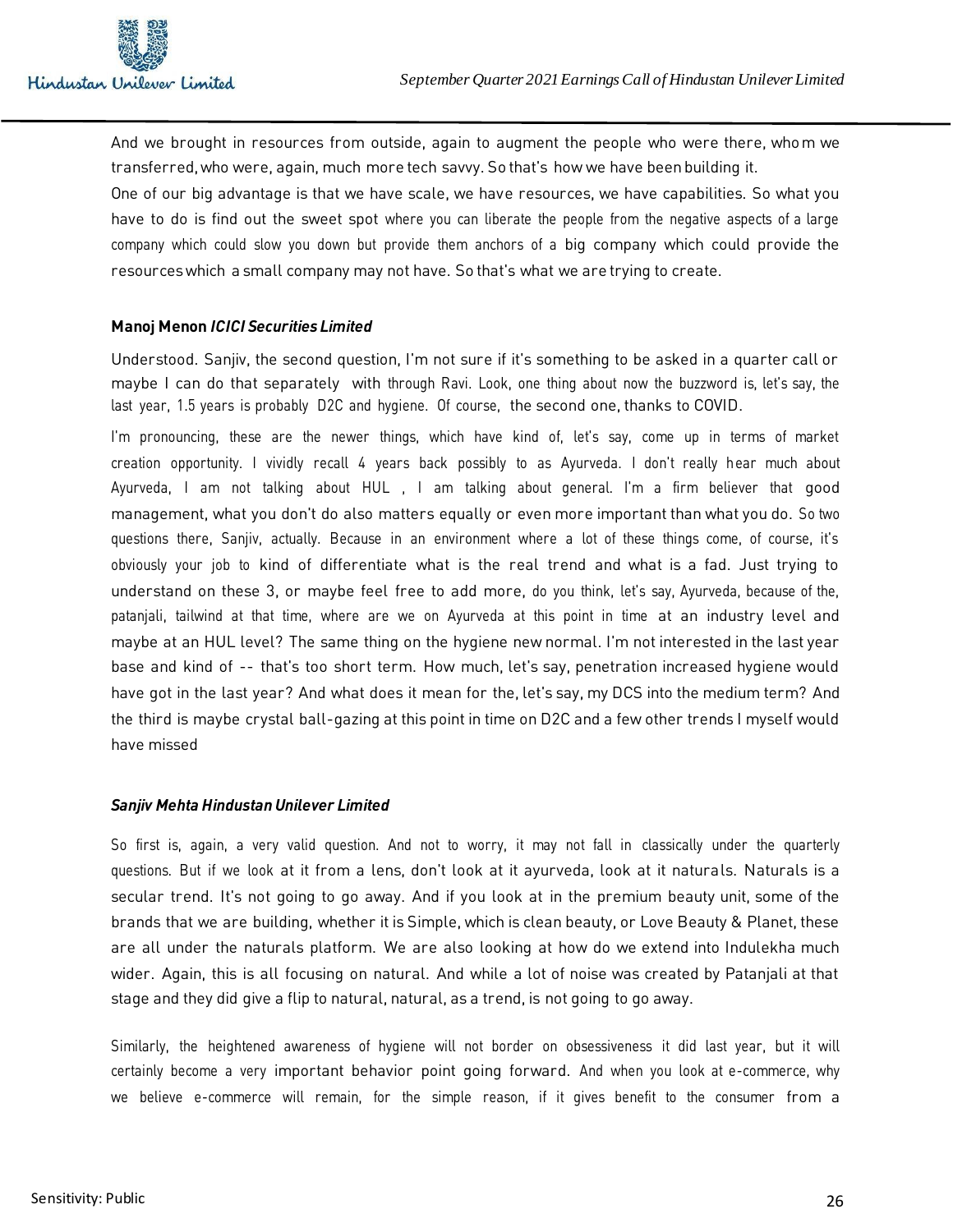And we brought in resources from outside, again to augment the people who were there, whom we transferred, who were, again, much more tech savvy. So that's how we have been building it.

One of our big advantage is that we have scale, we have resources, we have capabilities. So what you have to do is find out the sweet spot where you can liberate the people from the negative aspects of a large company which could slow you down but provide them anchors of a big company which could provide the resources which a small company may not have. So that's what we are trying to create.

**Manoj Menon *ICICI Securities Limited***

Understood. Sanjiv, the second question, I'm not sure if it's something to be asked in a quarter call or maybe I can do that separately with through Ravi. Look, one thing about now the buzzword is, let's say, the last year, 1.5 years is probably D2C and hygiene. Of course, the second one, thanks to COVID.

I'm pronouncing, these are the newer things, which have kind of, let's say, come up in terms of market creation opportunity. I vividly recall 4 years back possibly to as Ayurveda. I don't really hear much about Ayurveda, I am not talking about HUL , I am talking about general. I'm a firm believer that good management, what you don't do also matters equally or even more important than what you do. So two questions there, Sanjiv, actually. Because in an environment where a lot of these things come, of course, it's obviously your job to kind of differentiate what is the real trend and what is a fad. Just trying to understand on these 3, or maybe feel free to add more, do you think, let's say, Ayurveda, because of the, patanjali, tailwind at that time, where are we on Ayurveda at this point in time at an industry level and maybe at an HUL level? The same thing on the hygiene new normal. I'm not interested in the last year base and kind of -- that's too short term. How much, let's say, penetration increased hygiene would have got in the last year? And what does it mean for the, let's say, my DCS into the medium term? And the third is maybe crystal ball-gazing at this point in time on D2C and a few other trends I myself would have missed

***Sanjiv Mehta Hindustan Unilever Limited***

So first is, again, a very valid question. And not to worry, it may not fall in classically under the quarterly questions. But if we look at it from a lens, don't look at it ayurveda, look at it naturals. Naturals is a secular trend. It's not going to go away. And if you look at in the premium beauty unit, some of the brands that we are building, whether it is Simple, which is clean beauty, or Love Beauty & Planet, these are all under the naturals platform. We are also looking at how do we extend into Indulekha much wider. Again, this is all focusing on natural. And while a lot of noise was created by Patanjali at that stage and they did give a flip to natural, natural, as a trend, is not going to go away.

Similarly, the heightened awareness of hygiene will not border on obsessiveness it did last year, but it will certainly become a very important behavior point going forward. And when you look at e-commerce, why we believe e-commerce will remain, for the simple reason, if it gives benefit to the consumer from a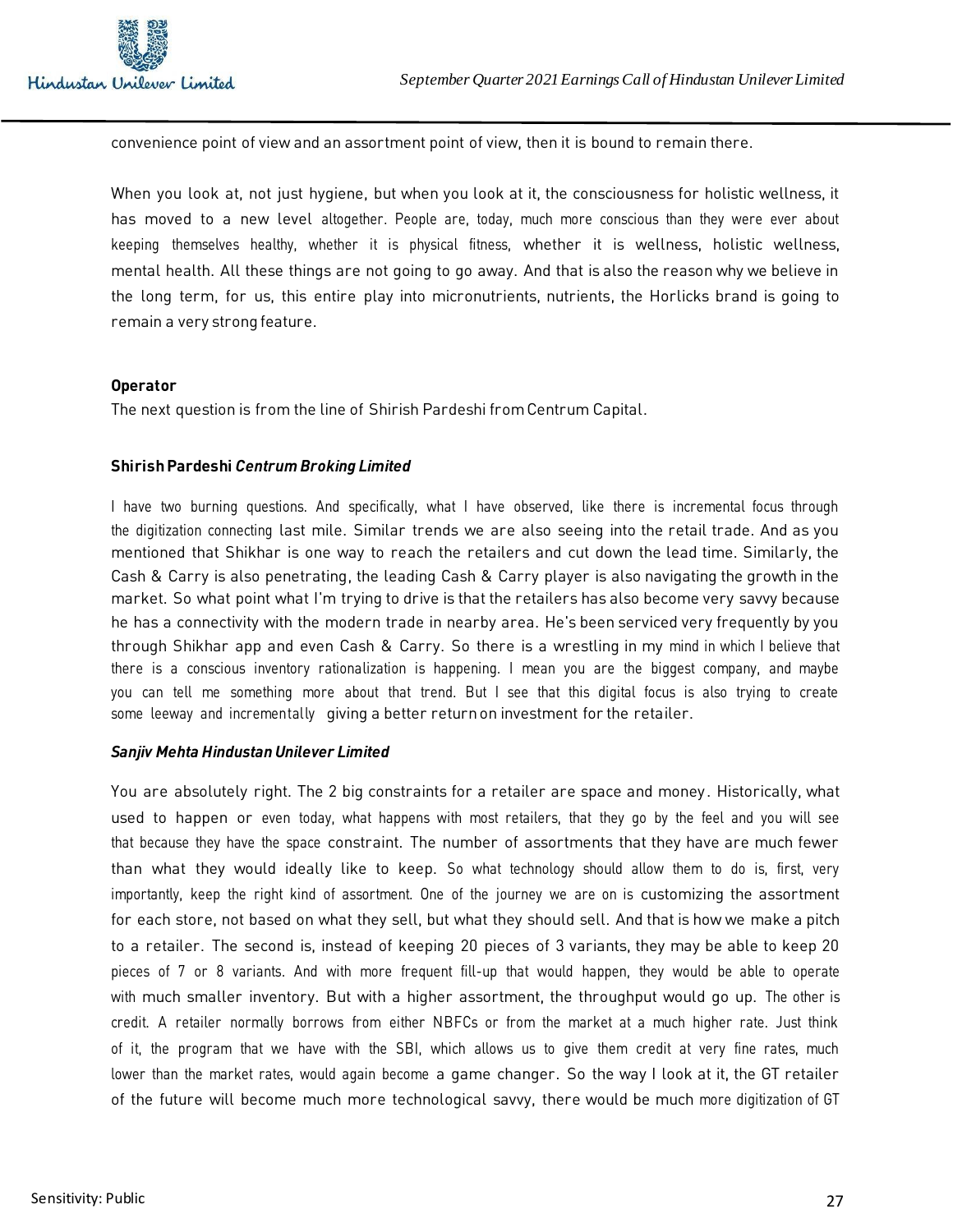convenience point of view and an assortment point of view, then it is bound to remain there.

When you look at, not just hygiene, but when you look at it, the consciousness for holistic wellness, it has moved to a new level altogether. People are, today, much more conscious than they were ever about keeping themselves healthy, whether it is physical fitness, whether it is wellness, holistic wellness, mental health. All these things are not going to go away. And that is also the reason why we believe in the long term, for us, this entire play into micronutrients, nutrients, the Horlicks brand is going to remain a very strong feature.

**Operator**

The next question is from the line of Shirish Pardeshi from Centrum Capital.

**Shirish Pardeshi** ***Centrum Broking Limited***

I have two burning questions. And specifically, what I have observed, like there is incremental focus through the digitization connecting last mile. Similar trends we are also seeing into the retail trade. And as you mentioned that Shikhar is one way to reach the retailers and cut down the lead time. Similarly, the Cash & Carry is also penetrating, the leading Cash & Carry player is also navigating the growth in the market. So what point what I'm trying to drive is that the retailers has also become very savvy because he has a connectivity with the modern trade in nearby area. He's been serviced very frequently by you through Shikhar app and even Cash & Carry. So there is a wrestling in my mind in which I believe that there is a conscious inventory rationalization is happening. I mean you are the biggest company, and maybe you can tell me something more about that trend. But I see that this digital focus is also trying to create some leeway and incrementally giving a better return on investment for the retailer.

***Sanjiv Mehta Hindustan Unilever Limited***

You are absolutely right. The 2 big constraints for a retailer are space and money. Historically, what used to happen or even today, what happens with most retailers, that they go by the feel and you will see that because they have the space constraint. The number of assortments that they have are much fewer than what they would ideally like to keep. So what technology should allow them to do is, first, very importantly, keep the right kind of assortment. One of the journey we are on is customizing the assortment for each store, not based on what they sell, but what they should sell. And that is how we make a pitch to a retailer. The second is, instead of keeping 20 pieces of 3 variants, they may be able to keep 20 pieces of 7 or 8 variants. And with more frequent fill-up that would happen, they would be able to operate with much smaller inventory. But with a higher assortment, the throughput would go up. The other is credit. A retailer normally borrows from either NBFCs or from the market at a much higher rate. Just think of it, the program that we have with the SBI, which allows us to give them credit at very fine rates, much lower than the market rates, would again become a game changer. So the way I look at it, the GT retailer of the future will become much more technological savvy, there would be much more digitization of GT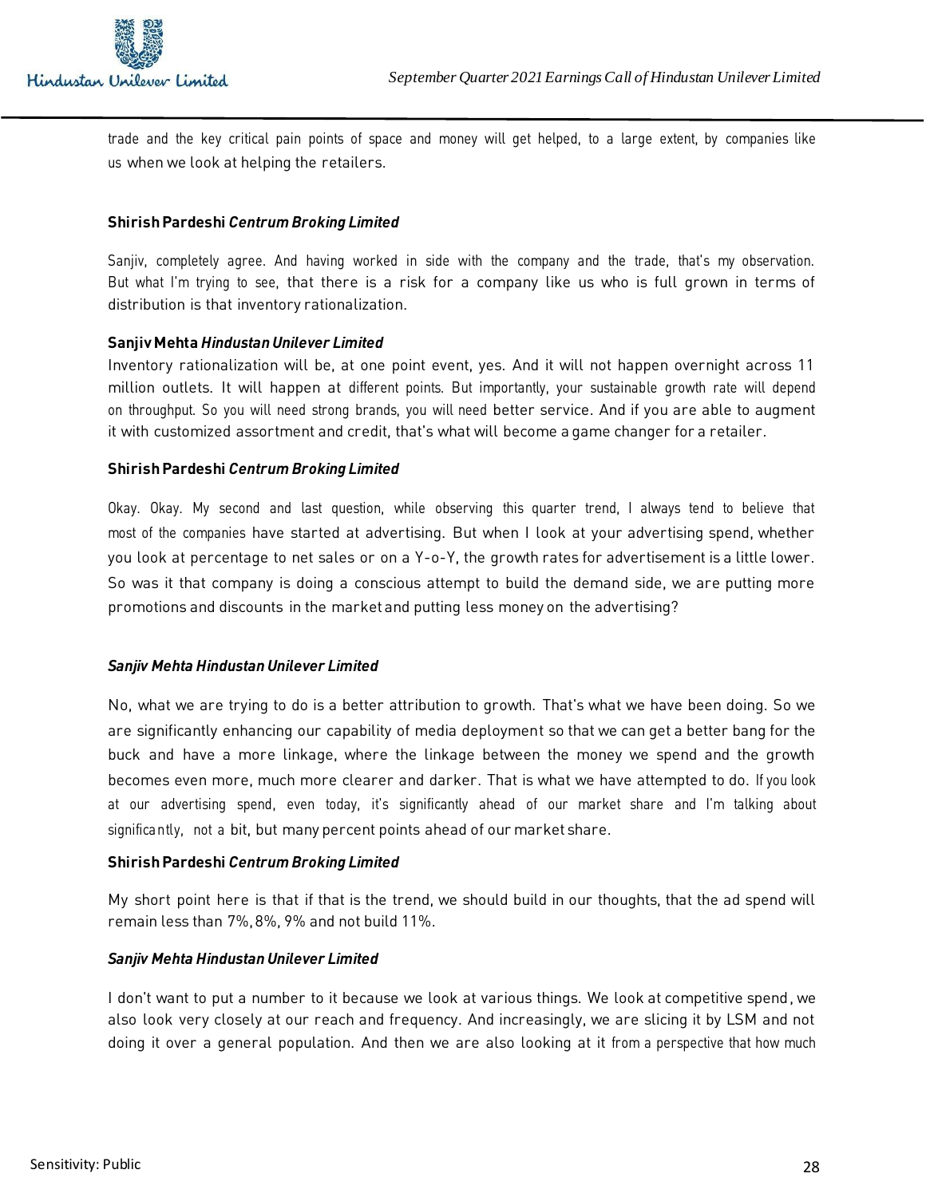trade and the key critical pain points of space and money will get helped, to a large extent, by companies like us when we look at helping the retailers.

**Shirish Pardeshi *Centrum Broking Limited***

Sanjiv, completely agree. And having worked in side with the company and the trade, that's my observation. But what I'm trying to see, that there is a risk for a company like us who is full grown in terms of distribution is that inventory rationalization.

**Sanjiv Mehta *Hindustan Unilever Limited***

Inventory rationalization will be, at one point event, yes. And it will not happen overnight across 11 million outlets. It will happen at different points. But importantly, your sustainable growth rate will depend on throughput. So you will need strong brands, you will need better service. And if you are able to augment it with customized assortment and credit, that's what will become a game changer for a retailer.

**Shirish Pardeshi *Centrum Broking Limited***

Okay. Okay. My second and last question, while observing this quarter trend, I always tend to believe that most of the companies have started at advertising. But when I look at your advertising spend, whether you look at percentage to net sales or on a Y-o-Y, the growth rates for advertisement is a little lower. So was it that company is doing a conscious attempt to build the demand side, we are putting more promotions and discounts in the market and putting less money on the advertising?

***Sanjiv Mehta Hindustan Unilever Limited***

No, what we are trying to do is a better attribution to growth. That's what we have been doing. So we are significantly enhancing our capability of media deployment so that we can get a better bang for the buck and have a more linkage, where the linkage between the money we spend and the growth becomes even more, much more clearer and darker. That is what we have attempted to do. If you look at our advertising spend, even today, it's significantly ahead of our market share and I'm talking about significantly, not a bit, but many percent points ahead of our market share.

**Shirish Pardeshi *Centrum Broking Limited***

My short point here is that if that is the trend, we should build in our thoughts, that the ad spend will remain less than 7%, 8%, 9% and not build 11%.

***Sanjiv Mehta Hindustan Unilever Limited***

I don't want to put a number to it because we look at various things. We look at competitive spend, we also look very closely at our reach and frequency. And increasingly, we are slicing it by LSM and not doing it over a general population. And then we are also looking at it from a perspective that how much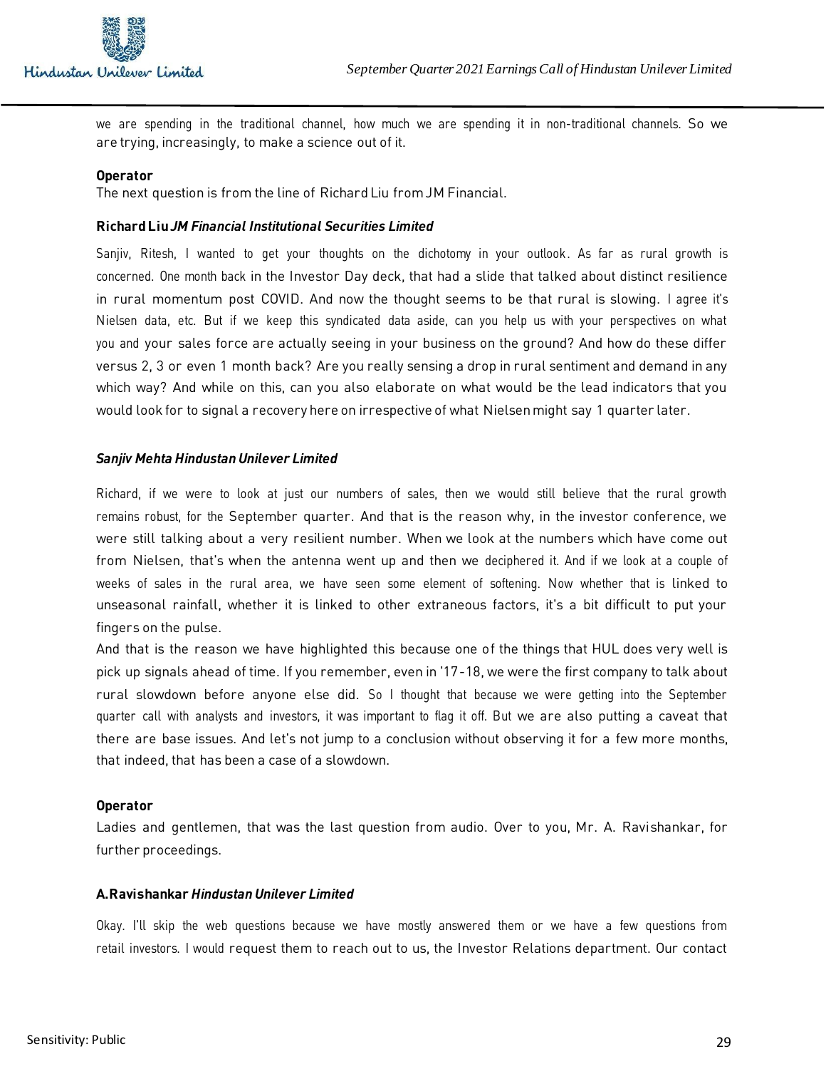we are spending in the traditional channel, how much we are spending it in non-traditional channels. So we are trying, increasingly, to make a science out of it.

**Operator**
The next question is from the line of Richard Liu from JM Financial.

**Richard Liu** ***JM Financial Institutional Securities Limited***

Sanjiv, Ritesh, I wanted to get your thoughts on the dichotomy in your outlook. As far as rural growth is concerned. One month back in the Investor Day deck, that had a slide that talked about distinct resilience in rural momentum post COVID. And now the thought seems to be that rural is slowing. I agree it's Nielsen data, etc. But if we keep this syndicated data aside, can you help us with your perspectives on what you and your sales force are actually seeing in your business on the ground? And how do these differ versus 2, 3 or even 1 month back? Are you really sensing a drop in rural sentiment and demand in any which way? And while on this, can you also elaborate on what would be the lead indicators that you would look for to signal a recovery here on irrespective of what Nielsen might say 1 quarter later.

***Sanjiv Mehta Hindustan Unilever Limited***

Richard, if we were to look at just our numbers of sales, then we would still believe that the rural growth remains robust, for the September quarter. And that is the reason why, in the investor conference, we were still talking about a very resilient number. When we look at the numbers which have come out from Nielsen, that's when the antenna went up and then we deciphered it. And if we look at a couple of weeks of sales in the rural area, we have seen some element of softening. Now whether that is linked to unseasonal rainfall, whether it is linked to other extraneous factors, it's a bit difficult to put your fingers on the pulse.
And that is the reason we have highlighted this because one of the things that HUL does very well is pick up signals ahead of time. If you remember, even in '17-18, we were the first company to talk about rural slowdown before anyone else did. So I thought that because we were getting into the September quarter call with analysts and investors, it was important to flag it off. But we are also putting a caveat that there are base issues. And let's not jump to a conclusion without observing it for a few more months, that indeed, that has been a case of a slowdown.

**Operator**
Ladies and gentlemen, that was the last question from audio. Over to you, Mr. A. Ravishankar, for further proceedings.

**A.Ravishankar** ***Hindustan Unilever Limited***

Okay. I'll skip the web questions because we have mostly answered them or we have a few questions from retail investors. I would request them to reach out to us, the Investor Relations department. Our contact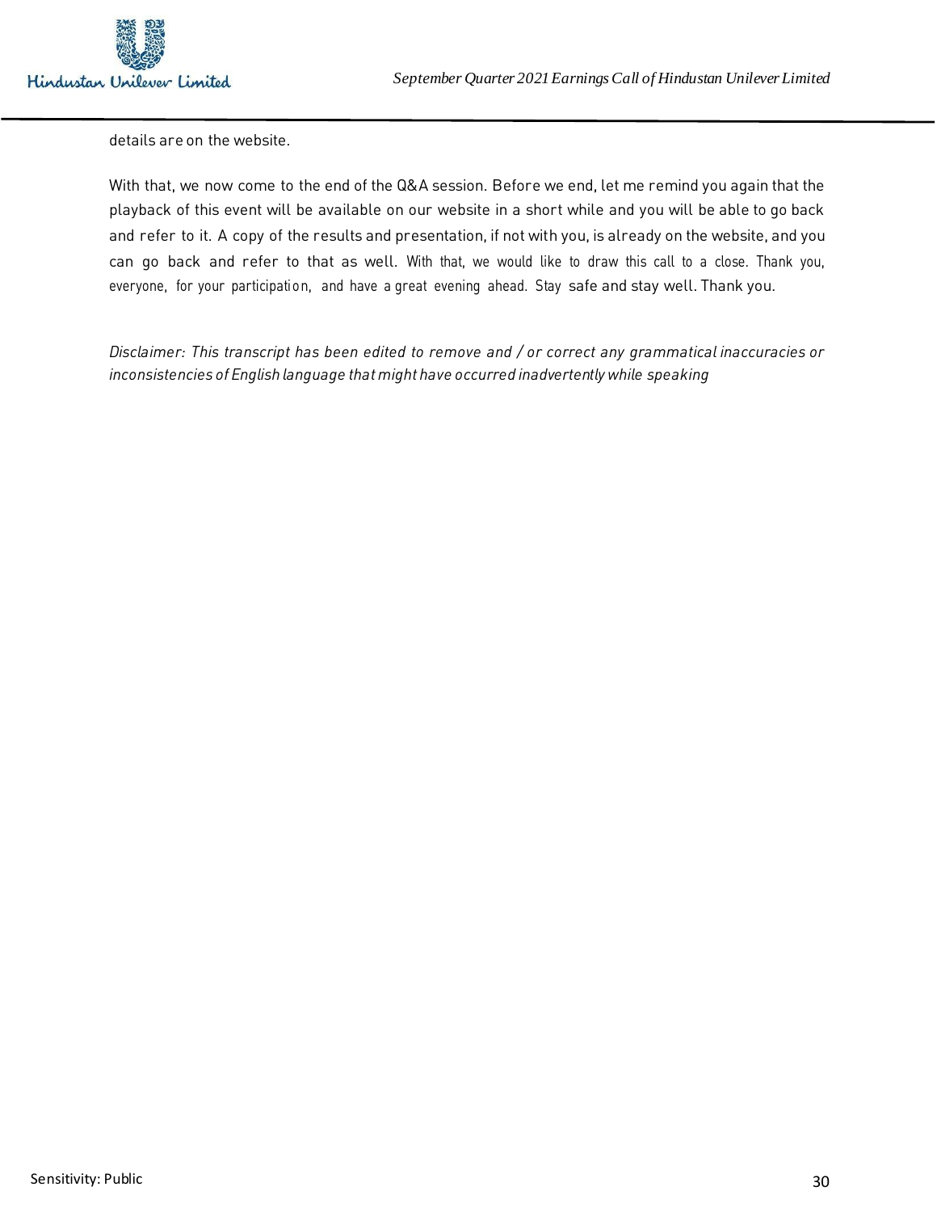details are on the website.

With that, we now come to the end of the Q&A session. Before we end, let me remind you again that the playback of this event will be available on our website in a short while and you will be able to go back and refer to it. A copy of the results and presentation, if not with you, is already on the website, and you can go back and refer to that as well. With that, we would like to draw this call to a close. Thank you, everyone, for your participation, and have a great evening ahead. Stay safe and stay well. Thank you.

*Disclaimer: This transcript has been edited to remove and / or correct any grammatical inaccuracies or inconsistencies of English language that might have occurred inadvertently while speaking*